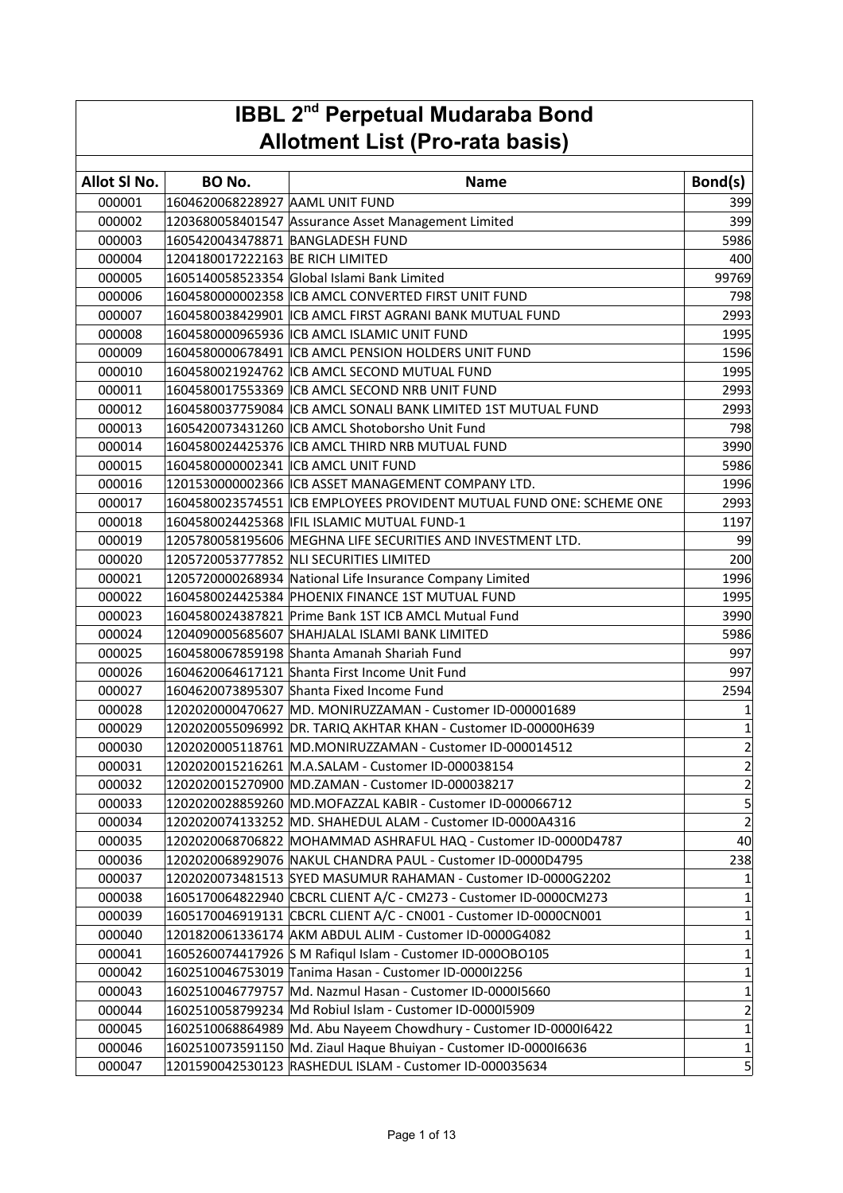# IBBL 2nd Perpetual Mudaraba Bond
## Allotment List (Pro-rata basis)

| Allot Sl No. | BO No. | Name | Bond(s) |
|---|---|---|---|
| 000001 | 1604620068228927 | AAML UNIT FUND | 399 |
| 000002 | 1203680058401547 | Assurance Asset Management Limited | 399 |
| 000003 | 1605420043478871 | BANGLADESH FUND | 5986 |
| 000004 | 1204180017222163 | BE RICH LIMITED | 400 |
| 000005 | 1605140058523354 | Global Islami Bank Limited | 99769 |
| 000006 | 1604580000002358 | ICB AMCL CONVERTED FIRST UNIT FUND | 798 |
| 000007 | 1604580038429901 | ICB AMCL FIRST AGRANI BANK MUTUAL FUND | 2993 |
| 000008 | 1604580000965936 | ICB AMCL ISLAMIC UNIT FUND | 1995 |
| 000009 | 1604580000678491 | ICB AMCL PENSION HOLDERS UNIT FUND | 1596 |
| 000010 | 1604580021924762 | ICB AMCL SECOND MUTUAL FUND | 1995 |
| 000011 | 1604580017553369 | ICB AMCL SECOND NRB UNIT FUND | 2993 |
| 000012 | 1604580037759084 | ICB AMCL SONALI BANK LIMITED 1ST MUTUAL FUND | 2993 |
| 000013 | 1605420073431260 | ICB AMCL Shotoborsho Unit Fund | 798 |
| 000014 | 1604580024425376 | ICB AMCL THIRD NRB MUTUAL FUND | 3990 |
| 000015 | 1604580000002341 | ICB AMCL UNIT FUND | 5986 |
| 000016 | 1201530000002366 | ICB ASSET MANAGEMENT COMPANY LTD. | 1996 |
| 000017 | 1604580023574551 | ICB EMPLOYEES PROVIDENT MUTUAL FUND ONE: SCHEME ONE | 2993 |
| 000018 | 1604580024425368 | IFIL ISLAMIC MUTUAL FUND-1 | 1197 |
| 000019 | 1205780058195606 | MEGHNA LIFE SECURITIES AND INVESTMENT LTD. | 99 |
| 000020 | 1205720053777852 | NLI SECURITIES LIMITED | 200 |
| 000021 | 1205720000268934 | National Life Insurance Company Limited | 1996 |
| 000022 | 1604580024425384 | PHOENIX FINANCE 1ST MUTUAL FUND | 1995 |
| 000023 | 1604580024387821 | Prime Bank 1ST ICB AMCL Mutual Fund | 3990 |
| 000024 | 1204090005685607 | SHAHJALAL ISLAMI BANK LIMITED | 5986 |
| 000025 | 1604580067859198 | Shanta Amanah Shariah Fund | 997 |
| 000026 | 1604620064617121 | Shanta First Income Unit Fund | 997 |
| 000027 | 1604620073895307 | Shanta Fixed Income Fund | 2594 |
| 000028 | 1202020000470627 | MD. MONIRUZZAMAN - Customer ID-000001689 | 1 |
| 000029 | 1202020055096992 | DR. TARIQ AKHTAR KHAN - Customer ID-00000H639 | 1 |
| 000030 | 1202020005118761 | MD.MONIRUZZAMAN - Customer ID-000014512 | 2 |
| 000031 | 1202020015216261 | M.A.SALAM - Customer ID-000038154 | 2 |
| 000032 | 1202020015270900 | MD.ZAMAN - Customer ID-000038217 | 2 |
| 000033 | 1202020028859260 | MD.MOFAZZAL KABIR - Customer ID-000066712 | 5 |
| 000034 | 1202020074133252 | MD. SHAHEDUL ALAM - Customer ID-0000A4316 | 2 |
| 000035 | 1202020068706822 | MOHAMMAD ASHRAFUL HAQ - Customer ID-0000D4787 | 40 |
| 000036 | 1202020068929076 | NAKUL CHANDRA PAUL - Customer ID-0000D4795 | 238 |
| 000037 | 1202020073481513 | SYED MASUMUR RAHAMAN - Customer ID-0000G2202 | 1 |
| 000038 | 1605170064822940 | CBCRL CLIENT A/C - CM273 - Customer ID-0000CM273 | 1 |
| 000039 | 1605170046919131 | CBCRL CLIENT A/C - CN001 - Customer ID-0000CN001 | 1 |
| 000040 | 1201820061336174 | AKM ABDUL ALIM - Customer ID-0000G4082 | 1 |
| 000041 | 1605260074417926 | S M Rafiqul Islam - Customer ID-000OBO105 | 1 |
| 000042 | 1602510046753019 | Tanima Hasan - Customer ID-0000I2256 | 1 |
| 000043 | 1602510046779757 | Md. Nazmul Hasan - Customer ID-0000I5660 | 1 |
| 000044 | 1602510058799234 | Md Robiul Islam - Customer ID-0000I5909 | 2 |
| 000045 | 1602510068864989 | Md. Abu Nayeem Chowdhury - Customer ID-0000I6422 | 1 |
| 000046 | 1602510073591150 | Md. Ziaul Haque Bhuiyan - Customer ID-0000I6636 | 1 |
| 000047 | 1201590042530123 | RASHEDUL ISLAM - Customer ID-000035634 | 5 |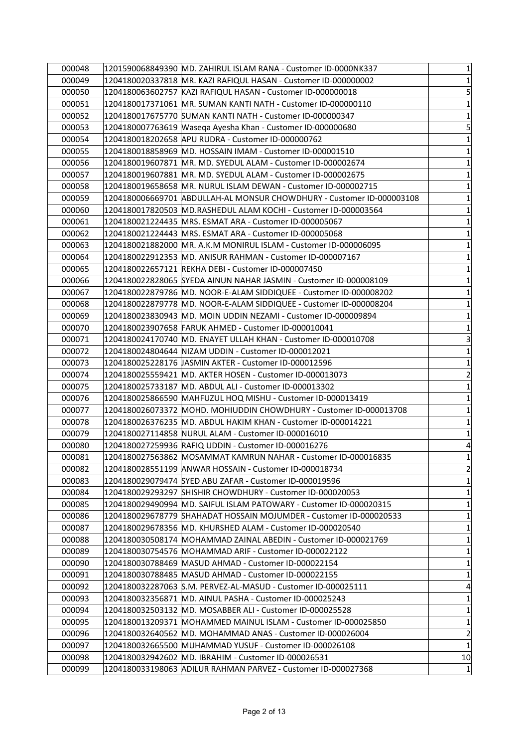| | | | |
|---|---|---|---|
| 000048 | 1201590068849390 | MD. ZAHIRUL ISLAM RANA - Customer ID-0000NK337 | 1 |
| 000049 | 1204180020337818 | MR. KAZI RAFIQUL HASAN - Customer ID-000000002 | 1 |
| 000050 | 1204180063602757 | KAZI RAFIQUL HASAN - Customer ID-000000018 | 5 |
| 000051 | 1204180017371061 | MR. SUMAN KANTI NATH - Customer ID-000000110 | 1 |
| 000052 | 1204180017675770 | SUMAN KANTI NATH - Customer ID-000000347 | 1 |
| 000053 | 1204180007763619 | Waseqa Ayesha Khan - Customer ID-000000680 | 5 |
| 000054 | 1204180018202658 | APU RUDRA - Customer ID-000000762 | 1 |
| 000055 | 1204180018858969 | MD. HOSSAIN IMAM - Customer ID-000001510 | 1 |
| 000056 | 1204180019607871 | MR. MD. SYEDUL ALAM - Customer ID-000002674 | 1 |
| 000057 | 1204180019607881 | MR. MD. SYEDUL ALAM - Customer ID-000002675 | 1 |
| 000058 | 1204180019658658 | MR. NURUL ISLAM DEWAN - Customer ID-000002715 | 1 |
| 000059 | 1204180006669701 | ABDULLAH-AL MONSUR CHOWDHURY - Customer ID-000003108 | 1 |
| 000060 | 1204180017820503 | MD.RASHEDUL ALAM KOCHI - Customer ID-000003564 | 1 |
| 000061 | 1204180021224435 | MRS. ESMAT ARA - Customer ID-000005067 | 1 |
| 000062 | 1204180021224443 | MRS. ESMAT ARA - Customer ID-000005068 | 1 |
| 000063 | 1204180021882000 | MR. A.K.M MONIRUL ISLAM - Customer ID-000006095 | 1 |
| 000064 | 1204180022912353 | MD. ANISUR RAHMAN - Customer ID-000007167 | 1 |
| 000065 | 1204180022657121 | REKHA DEBI - Customer ID-000007450 | 1 |
| 000066 | 1204180022828065 | SYEDA AINUN NAHAR JASMIN - Customer ID-000008109 | 1 |
| 000067 | 1204180022879786 | MD. NOOR-E-ALAM SIDDIQUEE - Customer ID-000008202 | 1 |
| 000068 | 1204180022879778 | MD. NOOR-E-ALAM SIDDIQUEE - Customer ID-000008204 | 1 |
| 000069 | 1204180023830943 | MD. MOIN UDDIN NEZAMI - Customer ID-000009894 | 1 |
| 000070 | 1204180023907658 | FARUK AHMED - Customer ID-000010041 | 1 |
| 000071 | 1204180024170740 | MD. ENAYET ULLAH KHAN - Customer ID-000010708 | 3 |
| 000072 | 1204180024804644 | NIZAM UDDIN - Customer ID-000012021 | 1 |
| 000073 | 1204180025228176 | JASMIN AKTER - Customer ID-000012596 | 1 |
| 000074 | 1204180025559421 | MD. AKTER HOSEN - Customer ID-000013073 | 2 |
| 000075 | 1204180025733187 | MD. ABDUL ALI - Customer ID-000013302 | 1 |
| 000076 | 1204180025866590 | MAHFUZUL HOQ MISHU - Customer ID-000013419 | 1 |
| 000077 | 1204180026073372 | MOHD. MOHIUDDIN CHOWDHURY - Customer ID-000013708 | 1 |
| 000078 | 1204180026376235 | MD. ABDUL HAKIM KHAN - Customer ID-000014221 | 1 |
| 000079 | 1204180027114858 | NURUL ALAM - Customer ID-000016010 | 1 |
| 000080 | 1204180027259936 | RAFIQ UDDIN - Customer ID-000016276 | 4 |
| 000081 | 1204180027563862 | MOSAMMAT KAMRUN NAHAR - Customer ID-000016835 | 1 |
| 000082 | 1204180028551199 | ANWAR HOSSAIN - Customer ID-000018734 | 2 |
| 000083 | 1204180029079474 | SYED ABU ZAFAR - Customer ID-000019596 | 1 |
| 000084 | 1204180029293297 | SHISHIR CHOWDHURY - Customer ID-000020053 | 1 |
| 000085 | 1204180029490994 | MD. SAIFUL ISLAM PATOWARY - Customer ID-000020315 | 1 |
| 000086 | 1204180029678779 | SHAHADAT HOSSAIN MOJUMDER - Customer ID-000020533 | 1 |
| 000087 | 1204180029678356 | MD. KHURSHED ALAM - Customer ID-000020540 | 1 |
| 000088 | 1204180030508174 | MOHAMMAD ZAINAL ABEDIN - Customer ID-000021769 | 1 |
| 000089 | 1204180030754576 | MOHAMMAD ARIF - Customer ID-000022122 | 1 |
| 000090 | 1204180030788469 | MASUD AHMAD - Customer ID-000022154 | 1 |
| 000091 | 1204180030788485 | MASUD AHMAD - Customer ID-000022155 | 1 |
| 000092 | 1204180032287063 | S.M. PERVEZ-AL-MASUD - Customer ID-000025111 | 4 |
| 000093 | 1204180032356871 | MD. AINUL PASHA - Customer ID-000025243 | 1 |
| 000094 | 1204180032503132 | MD. MOSABBER ALI - Customer ID-000025528 | 1 |
| 000095 | 1204180013209371 | MOHAMMED MAINUL ISLAM - Customer ID-000025850 | 1 |
| 000096 | 1204180032640562 | MD. MOHAMMAD ANAS - Customer ID-000026004 | 2 |
| 000097 | 1204180032665500 | MUHAMMAD YUSUF - Customer ID-000026108 | 1 |
| 000098 | 1204180032942602 | MD. IBRAHIM - Customer ID-000026531 | 10 |
| 000099 | 1204180033198063 | ADILUR RAHMAN PARVEZ - Customer ID-000027368 | 1 |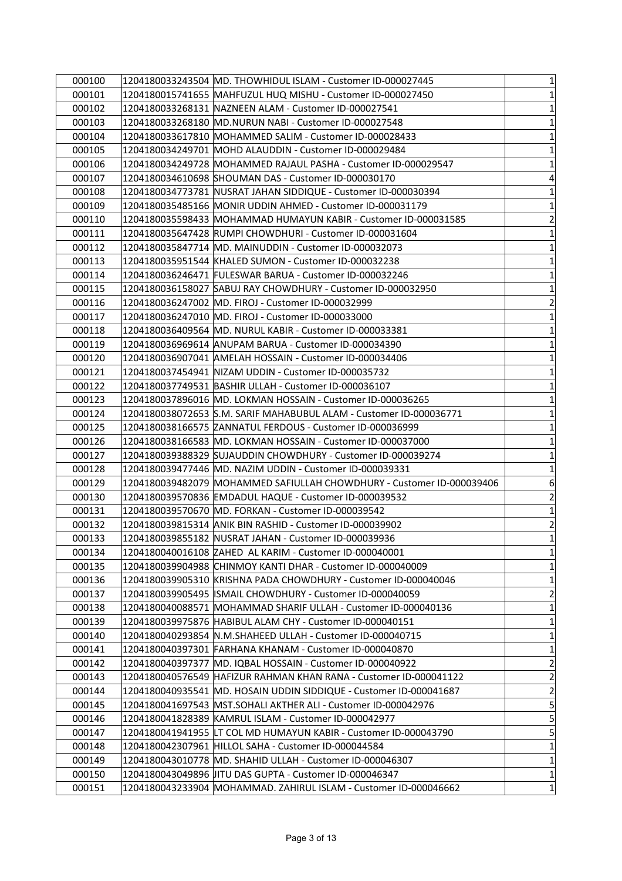| 000100 | 1204180033243504 | MD. THOWHIDUL ISLAM - Customer ID-000027445 | 1 |
|---|---|---|---|
| 000101 | 1204180015741655 | MAHFUZUL HUQ MISHU - Customer ID-000027450 | 1 |
| 000102 | 1204180033268131 | NAZNEEN ALAM - Customer ID-000027541 | 1 |
| 000103 | 1204180033268180 | MD.NURUN NABI - Customer ID-000027548 | 1 |
| 000104 | 1204180033617810 | MOHAMMED SALIM - Customer ID-000028433 | 1 |
| 000105 | 1204180034249701 | MOHD ALAUDDIN - Customer ID-000029484 | 1 |
| 000106 | 1204180034249728 | MOHAMMED RAJAUL PASHA - Customer ID-000029547 | 1 |
| 000107 | 1204180034610698 | SHOUMAN DAS - Customer ID-000030170 | 4 |
| 000108 | 1204180034773781 | NUSRAT JAHAN SIDDIQUE - Customer ID-000030394 | 1 |
| 000109 | 1204180035485166 | MONIR UDDIN AHMED - Customer ID-000031179 | 1 |
| 000110 | 1204180035598433 | MOHAMMAD HUMAYUN KABIR - Customer ID-000031585 | 2 |
| 000111 | 1204180035647428 | RUMPI CHOWDHURI - Customer ID-000031604 | 1 |
| 000112 | 1204180035847714 | MD. MAINUDDIN - Customer ID-000032073 | 1 |
| 000113 | 1204180035951544 | KHALED SUMON - Customer ID-000032238 | 1 |
| 000114 | 1204180036246471 | FULESWAR BARUA - Customer ID-000032246 | 1 |
| 000115 | 1204180036158027 | SABUJ RAY CHOWDHURY - Customer ID-000032950 | 1 |
| 000116 | 1204180036247002 | MD. FIROJ - Customer ID-000032999 | 2 |
| 000117 | 1204180036247010 | MD. FIROJ - Customer ID-000033000 | 1 |
| 000118 | 1204180036409564 | MD. NURUL KABIR - Customer ID-000033381 | 1 |
| 000119 | 1204180036969614 | ANUPAM BARUA - Customer ID-000034390 | 1 |
| 000120 | 1204180036907041 | AMELAH HOSSAIN - Customer ID-000034406 | 1 |
| 000121 | 1204180037454941 | NIZAM UDDIN - Customer ID-000035732 | 1 |
| 000122 | 1204180037749531 | BASHIR ULLAH - Customer ID-000036107 | 1 |
| 000123 | 1204180037896016 | MD. LOKMAN HOSSAIN - Customer ID-000036265 | 1 |
| 000124 | 1204180038072653 | S.M. SARIF MAHABUBUL ALAM - Customer ID-000036771 | 1 |
| 000125 | 1204180038166575 | ZANNATUL FERDOUS - Customer ID-000036999 | 1 |
| 000126 | 1204180038166583 | MD. LOKMAN HOSSAIN - Customer ID-000037000 | 1 |
| 000127 | 1204180039388329 | SUJAUDDIN CHOWDHURY - Customer ID-000039274 | 1 |
| 000128 | 1204180039477446 | MD. NAZIM UDDIN - Customer ID-000039331 | 1 |
| 000129 | 1204180039482079 | MOHAMMED SAFIULLAH CHOWDHURY - Customer ID-000039406 | 6 |
| 000130 | 1204180039570836 | EMDADUL HAQUE - Customer ID-000039532 | 2 |
| 000131 | 1204180039570670 | MD. FORKAN - Customer ID-000039542 | 1 |
| 000132 | 1204180039815314 | ANIK BIN RASHID - Customer ID-000039902 | 2 |
| 000133 | 1204180039855182 | NUSRAT JAHAN - Customer ID-000039936 | 1 |
| 000134 | 1204180040016108 | ZAHED AL KARIM - Customer ID-000040001 | 1 |
| 000135 | 1204180039904988 | CHINMOY KANTI DHAR - Customer ID-000040009 | 1 |
| 000136 | 1204180039905310 | KRISHNA PADA CHOWDHURY - Customer ID-000040046 | 1 |
| 000137 | 1204180039905495 | ISMAIL CHOWDHURY - Customer ID-000040059 | 2 |
| 000138 | 1204180040088571 | MOHAMMAD SHARIF ULLAH - Customer ID-000040136 | 1 |
| 000139 | 1204180039975876 | HABIBUL ALAM CHY - Customer ID-000040151 | 1 |
| 000140 | 1204180040293854 | N.M.SHAHEED ULLAH - Customer ID-000040715 | 1 |
| 000141 | 1204180040397301 | FARHANA KHANAM - Customer ID-000040870 | 1 |
| 000142 | 1204180040397377 | MD. IQBAL HOSSAIN - Customer ID-000040922 | 2 |
| 000143 | 1204180040576549 | HAFIZUR RAHMAN KHAN RANA - Customer ID-000041122 | 2 |
| 000144 | 1204180040935541 | MD. HOSAIN UDDIN SIDDIQUE - Customer ID-000041687 | 2 |
| 000145 | 1204180041697543 | MST.SOHALI AKTHER ALI - Customer ID-000042976 | 5 |
| 000146 | 1204180041828389 | KAMRUL ISLAM - Customer ID-000042977 | 5 |
| 000147 | 1204180041941955 | LT COL MD HUMAYUN KABIR - Customer ID-000043790 | 5 |
| 000148 | 1204180042307961 | HILLOL SAHA - Customer ID-000044584 | 1 |
| 000149 | 1204180043010778 | MD. SHAHID ULLAH - Customer ID-000046307 | 1 |
| 000150 | 1204180043049896 | JITU DAS GUPTA - Customer ID-000046347 | 1 |
| 000151 | 1204180043233904 | MOHAMMAD. ZAHIRUL ISLAM - Customer ID-000046662 | 1 |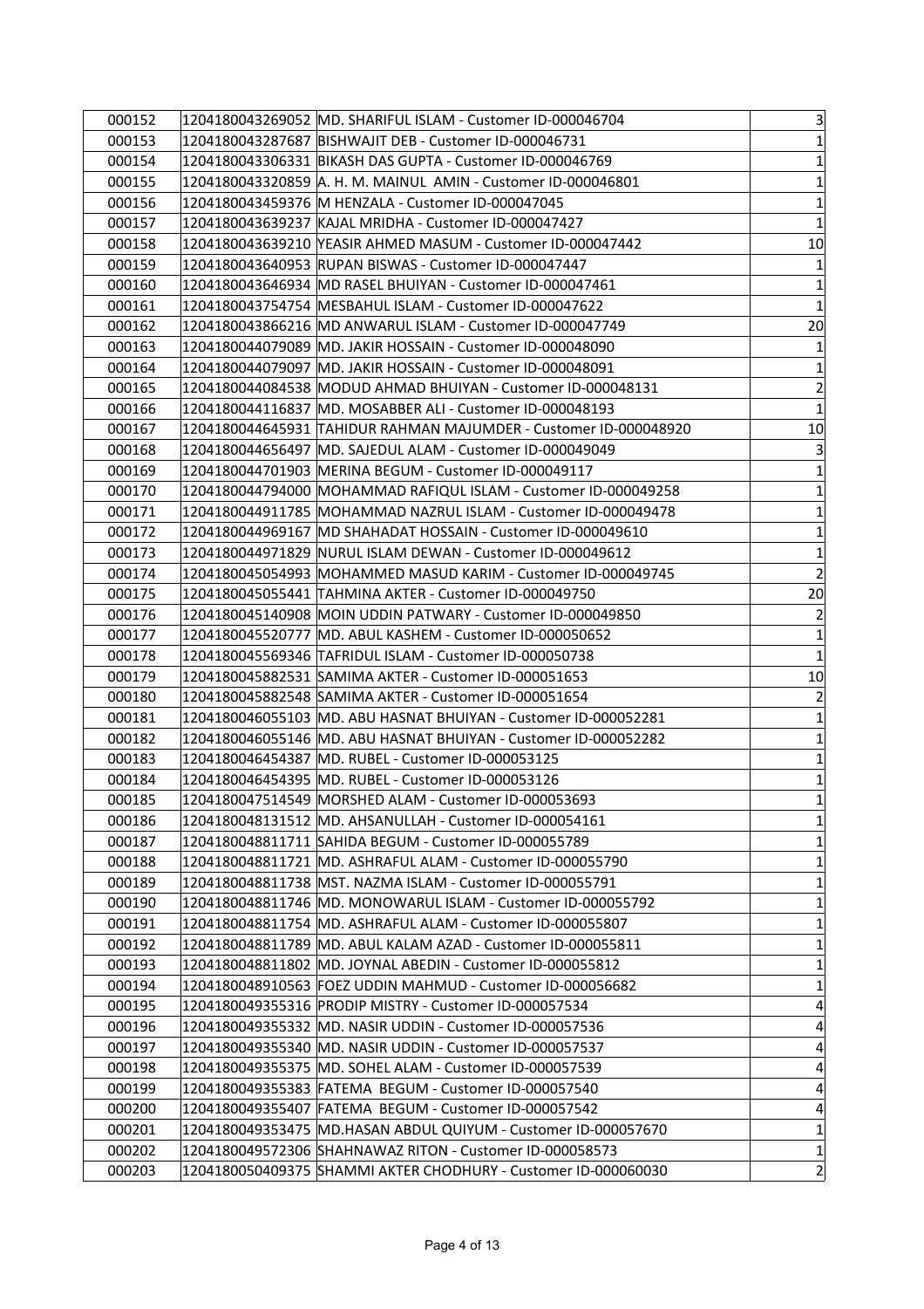| 000152 | 1204180043269052 | MD. SHARIFUL ISLAM - Customer ID-000046704 | 3 |
|---|---|---|---|
| 000153 | 1204180043287687 | BISHWAJIT DEB - Customer ID-000046731 | 1 |
| 000154 | 1204180043306331 | BIKASH DAS GUPTA - Customer ID-000046769 | 1 |
| 000155 | 1204180043320859 | A. H. M. MAINUL AMIN - Customer ID-000046801 | 1 |
| 000156 | 1204180043459376 | M HENZALA - Customer ID-000047045 | 1 |
| 000157 | 1204180043639237 | KAJAL MRIDHA - Customer ID-000047427 | 1 |
| 000158 | 1204180043639210 | YEASIR AHMED MASUM - Customer ID-000047442 | 10 |
| 000159 | 1204180043640953 | RUPAN BISWAS - Customer ID-000047447 | 1 |
| 000160 | 1204180043646934 | MD RASEL BHUIYAN - Customer ID-000047461 | 1 |
| 000161 | 1204180043754754 | MESBAHUL ISLAM - Customer ID-000047622 | 1 |
| 000162 | 1204180043866216 | MD ANWARUL ISLAM - Customer ID-000047749 | 20 |
| 000163 | 1204180044079089 | MD. JAKIR HOSSAIN - Customer ID-000048090 | 1 |
| 000164 | 1204180044079097 | MD. JAKIR HOSSAIN - Customer ID-000048091 | 1 |
| 000165 | 1204180044084538 | MODUD AHMAD BHUIYAN - Customer ID-000048131 | 2 |
| 000166 | 1204180044116837 | MD. MOSABBER ALI - Customer ID-000048193 | 1 |
| 000167 | 1204180044645931 | TAHIDUR RAHMAN MAJUMDER - Customer ID-000048920 | 10 |
| 000168 | 1204180044656497 | MD. SAJEDUL ALAM - Customer ID-000049049 | 3 |
| 000169 | 1204180044701903 | MERINA BEGUM - Customer ID-000049117 | 1 |
| 000170 | 1204180044794000 | MOHAMMAD RAFIQUL ISLAM - Customer ID-000049258 | 1 |
| 000171 | 1204180044911785 | MOHAMMAD NAZRUL ISLAM - Customer ID-000049478 | 1 |
| 000172 | 1204180044969167 | MD SHAHADAT HOSSAIN - Customer ID-000049610 | 1 |
| 000173 | 1204180044971829 | NURUL ISLAM DEWAN - Customer ID-000049612 | 1 |
| 000174 | 1204180045054993 | MOHAMMED MASUD KARIM - Customer ID-000049745 | 2 |
| 000175 | 1204180045055441 | TAHMINA AKTER - Customer ID-000049750 | 20 |
| 000176 | 1204180045140908 | MOIN UDDIN PATWARY - Customer ID-000049850 | 2 |
| 000177 | 1204180045520777 | MD. ABUL KASHEM - Customer ID-000050652 | 1 |
| 000178 | 1204180045569346 | TAFRIDUL ISLAM - Customer ID-000050738 | 1 |
| 000179 | 1204180045882531 | SAMIMA AKTER - Customer ID-000051653 | 10 |
| 000180 | 1204180045882548 | SAMIMA AKTER - Customer ID-000051654 | 2 |
| 000181 | 1204180046055103 | MD. ABU HASNAT BHUIYAN - Customer ID-000052281 | 1 |
| 000182 | 1204180046055146 | MD. ABU HASNAT BHUIYAN - Customer ID-000052282 | 1 |
| 000183 | 1204180046454387 | MD. RUBEL - Customer ID-000053125 | 1 |
| 000184 | 1204180046454395 | MD. RUBEL - Customer ID-000053126 | 1 |
| 000185 | 1204180047514549 | MORSHED ALAM - Customer ID-000053693 | 1 |
| 000186 | 1204180048131512 | MD. AHSANULLAH - Customer ID-000054161 | 1 |
| 000187 | 1204180048811711 | SAHIDA BEGUM - Customer ID-000055789 | 1 |
| 000188 | 1204180048811721 | MD. ASHRAFUL ALAM - Customer ID-000055790 | 1 |
| 000189 | 1204180048811738 | MST. NAZMA ISLAM - Customer ID-000055791 | 1 |
| 000190 | 1204180048811746 | MD. MONOWARUL ISLAM - Customer ID-000055792 | 1 |
| 000191 | 1204180048811754 | MD. ASHRAFUL ALAM - Customer ID-000055807 | 1 |
| 000192 | 1204180048811789 | MD. ABUL KALAM AZAD - Customer ID-000055811 | 1 |
| 000193 | 1204180048811802 | MD. JOYNAL ABEDIN - Customer ID-000055812 | 1 |
| 000194 | 1204180048910563 | FOEZ UDDIN MAHMUD - Customer ID-000056682 | 1 |
| 000195 | 1204180049355316 | PRODIP MISTRY - Customer ID-000057534 | 4 |
| 000196 | 1204180049355332 | MD. NASIR UDDIN - Customer ID-000057536 | 4 |
| 000197 | 1204180049355340 | MD. NASIR UDDIN - Customer ID-000057537 | 4 |
| 000198 | 1204180049355375 | MD. SOHEL ALAM - Customer ID-000057539 | 4 |
| 000199 | 1204180049355383 | FATEMA BEGUM - Customer ID-000057540 | 4 |
| 000200 | 1204180049355407 | FATEMA BEGUM - Customer ID-000057542 | 4 |
| 000201 | 1204180049353475 | MD.HASAN ABDUL QUIYUM - Customer ID-000057670 | 1 |
| 000202 | 1204180049572306 | SHAHNAWAZ RITON - Customer ID-000058573 | 1 |
| 000203 | 1204180050409375 | SHAMMI AKTER CHODHURY - Customer ID-000060030 | 2 |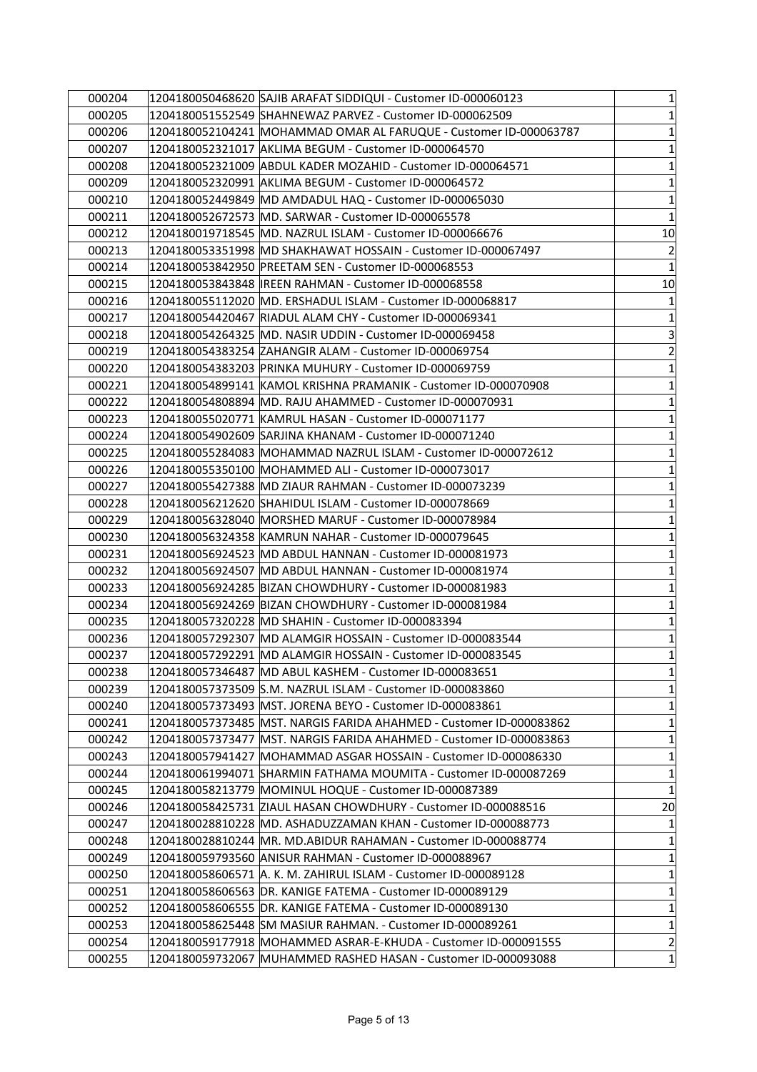| | | | |
|---|---|---|---|
| 000204 | 1204180050468620 | SAJIB ARAFAT SIDDIQUI - Customer ID-000060123 | 1 |
| 000205 | 1204180051552549 | SHAHNEWAZ PARVEZ - Customer ID-000062509 | 1 |
| 000206 | 1204180052104241 | MOHAMMAD OMAR AL FARUQUE - Customer ID-000063787 | 1 |
| 000207 | 1204180052321017 | AKLIMA BEGUM - Customer ID-000064570 | 1 |
| 000208 | 1204180052321009 | ABDUL KADER MOZAHID - Customer ID-000064571 | 1 |
| 000209 | 1204180052320991 | AKLIMA BEGUM - Customer ID-000064572 | 1 |
| 000210 | 1204180052449849 | MD AMDADUL HAQ - Customer ID-000065030 | 1 |
| 000211 | 1204180052672573 | MD. SARWAR - Customer ID-000065578 | 1 |
| 000212 | 1204180019718545 | MD. NAZRUL ISLAM - Customer ID-000066676 | 10 |
| 000213 | 1204180053351998 | MD SHAKHAWAT HOSSAIN - Customer ID-000067497 | 2 |
| 000214 | 1204180053842950 | PREETAM SEN - Customer ID-000068553 | 1 |
| 000215 | 1204180053843848 | IREEN RAHMAN - Customer ID-000068558 | 10 |
| 000216 | 1204180055112020 | MD. ERSHADUL ISLAM - Customer ID-000068817 | 1 |
| 000217 | 1204180054420467 | RIADUL ALAM CHY - Customer ID-000069341 | 1 |
| 000218 | 1204180054264325 | MD. NASIR UDDIN - Customer ID-000069458 | 3 |
| 000219 | 1204180054383254 | ZAHANGIR ALAM - Customer ID-000069754 | 2 |
| 000220 | 1204180054383203 | PRINKA MUHURY - Customer ID-000069759 | 1 |
| 000221 | 1204180054899141 | KAMOL KRISHNA PRAMANIK - Customer ID-000070908 | 1 |
| 000222 | 1204180054808894 | MD. RAJU AHAMMED - Customer ID-000070931 | 1 |
| 000223 | 1204180055020771 | KAMRUL HASAN - Customer ID-000071177 | 1 |
| 000224 | 1204180054902609 | SARJINA KHANAM - Customer ID-000071240 | 1 |
| 000225 | 1204180055284083 | MOHAMMAD NAZRUL ISLAM - Customer ID-000072612 | 1 |
| 000226 | 1204180055350100 | MOHAMMED ALI - Customer ID-000073017 | 1 |
| 000227 | 1204180055427388 | MD ZIAUR RAHMAN - Customer ID-000073239 | 1 |
| 000228 | 1204180056212620 | SHAHIDUL ISLAM - Customer ID-000078669 | 1 |
| 000229 | 1204180056328040 | MORSHED MARUF - Customer ID-000078984 | 1 |
| 000230 | 1204180056324358 | KAMRUN NAHAR - Customer ID-000079645 | 1 |
| 000231 | 1204180056924523 | MD ABDUL HANNAN - Customer ID-000081973 | 1 |
| 000232 | 1204180056924507 | MD ABDUL HANNAN - Customer ID-000081974 | 1 |
| 000233 | 1204180056924285 | BIZAN CHOWDHURY - Customer ID-000081983 | 1 |
| 000234 | 1204180056924269 | BIZAN CHOWDHURY - Customer ID-000081984 | 1 |
| 000235 | 1204180057320228 | MD SHAHIN - Customer ID-000083394 | 1 |
| 000236 | 1204180057292307 | MD ALAMGIR HOSSAIN - Customer ID-000083544 | 1 |
| 000237 | 1204180057292291 | MD ALAMGIR HOSSAIN - Customer ID-000083545 | 1 |
| 000238 | 1204180057346487 | MD ABUL KASHEM - Customer ID-000083651 | 1 |
| 000239 | 1204180057373509 | S.M. NAZRUL ISLAM - Customer ID-000083860 | 1 |
| 000240 | 1204180057373493 | MST. JORENA BEYO - Customer ID-000083861 | 1 |
| 000241 | 1204180057373485 | MST. NARGIS FARIDA AHAHMED - Customer ID-000083862 | 1 |
| 000242 | 1204180057373477 | MST. NARGIS FARIDA AHAHMED - Customer ID-000083863 | 1 |
| 000243 | 1204180057941427 | MOHAMMAD ASGAR HOSSAIN - Customer ID-000086330 | 1 |
| 000244 | 1204180061994071 | SHARMIN FATHAMA MOUMITA - Customer ID-000087269 | 1 |
| 000245 | 1204180058213779 | MOMINUL HOQUE - Customer ID-000087389 | 1 |
| 000246 | 1204180058425731 | ZIAUL HASAN CHOWDHURY - Customer ID-000088516 | 20 |
| 000247 | 1204180028810228 | MD. ASHADUZZAMAN KHAN - Customer ID-000088773 | 1 |
| 000248 | 1204180028810244 | MR. MD.ABIDUR RAHAMAN - Customer ID-000088774 | 1 |
| 000249 | 1204180059793560 | ANISUR RAHMAN - Customer ID-000088967 | 1 |
| 000250 | 1204180058606571 | A. K. M. ZAHIRUL ISLAM - Customer ID-000089128 | 1 |
| 000251 | 1204180058606563 | DR. KANIGE FATEMA - Customer ID-000089129 | 1 |
| 000252 | 1204180058606555 | DR. KANIGE FATEMA - Customer ID-000089130 | 1 |
| 000253 | 1204180058625448 | SM MASIUR RAHMAN. - Customer ID-000089261 | 1 |
| 000254 | 1204180059177918 | MOHAMMED ASRAR-E-KHUDA - Customer ID-000091555 | 2 |
| 000255 | 1204180059732067 | MUHAMMED RASHED HASAN - Customer ID-000093088 | 1 |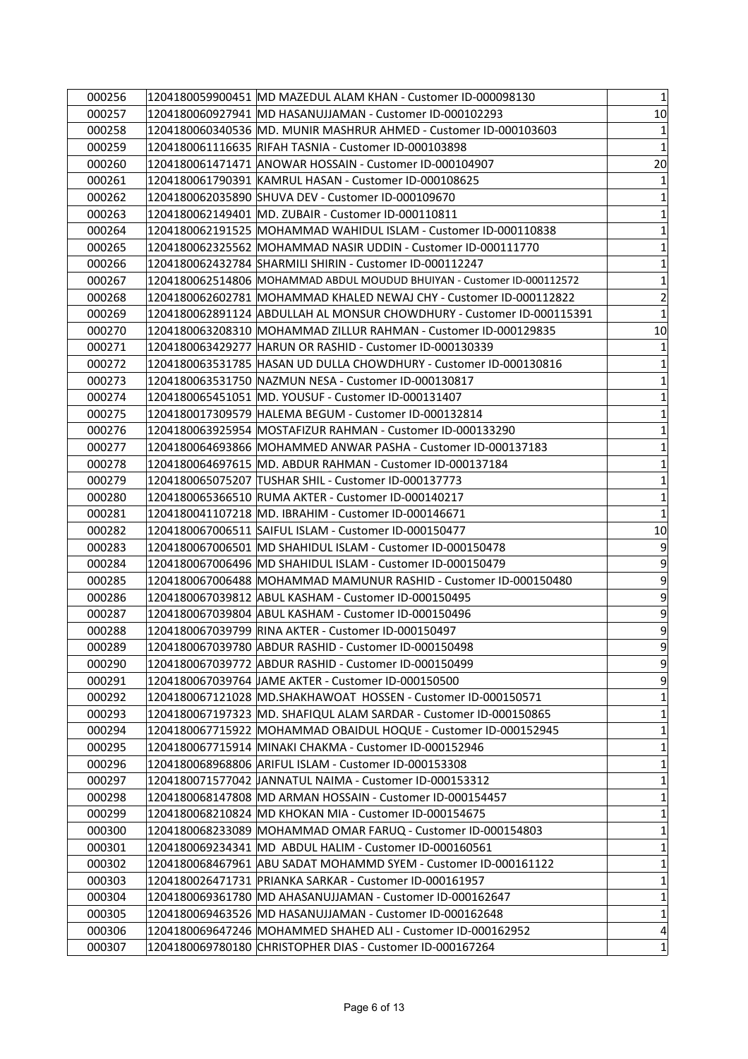| | | | |
|---|---|---|---|
| 000256 | 1204180059900451 | MD MAZEDUL ALAM KHAN - Customer ID-000098130 | 1 |
| 000257 | 1204180060927941 | MD HASANUJJAMAN - Customer ID-000102293 | 10 |
| 000258 | 1204180060340536 | MD. MUNIR MASHRUR AHMED - Customer ID-000103603 | 1 |
| 000259 | 1204180061116635 | RIFAH TASNIA - Customer ID-000103898 | 1 |
| 000260 | 1204180061471471 | ANOWAR HOSSAIN - Customer ID-000104907 | 20 |
| 000261 | 1204180061790391 | KAMRUL HASAN - Customer ID-000108625 | 1 |
| 000262 | 1204180062035890 | SHUVA DEV - Customer ID-000109670 | 1 |
| 000263 | 1204180062149401 | MD. ZUBAIR - Customer ID-000110811 | 1 |
| 000264 | 1204180062191525 | MOHAMMAD WAHIDUL ISLAM - Customer ID-000110838 | 1 |
| 000265 | 1204180062325562 | MOHAMMAD NASIR UDDIN - Customer ID-000111770 | 1 |
| 000266 | 1204180062432784 | SHARMILI SHIRIN - Customer ID-000112247 | 1 |
| 000267 | 1204180062514806 | MOHAMMAD ABDUL MOUDUD BHUIYAN - Customer ID-000112572 | 1 |
| 000268 | 1204180062602781 | MOHAMMAD KHALED NEWAJ CHY - Customer ID-000112822 | 2 |
| 000269 | 1204180062891124 | ABDULLAH AL MONSUR CHOWDHURY - Customer ID-000115391 | 1 |
| 000270 | 1204180063208310 | MOHAMMAD ZILLUR RAHMAN - Customer ID-000129835 | 10 |
| 000271 | 1204180063429277 | HARUN OR RASHID - Customer ID-000130339 | 1 |
| 000272 | 1204180063531785 | HASAN UD DULLA CHOWDHURY - Customer ID-000130816 | 1 |
| 000273 | 1204180063531750 | NAZMUN NESA - Customer ID-000130817 | 1 |
| 000274 | 1204180065451051 | MD. YOUSUF - Customer ID-000131407 | 1 |
| 000275 | 1204180017309579 | HALEMA BEGUM - Customer ID-000132814 | 1 |
| 000276 | 1204180063925954 | MOSTAFIZUR RAHMAN - Customer ID-000133290 | 1 |
| 000277 | 1204180064693866 | MOHAMMED ANWAR PASHA - Customer ID-000137183 | 1 |
| 000278 | 1204180064697615 | MD. ABDUR RAHMAN - Customer ID-000137184 | 1 |
| 000279 | 1204180065075207 | TUSHAR SHIL - Customer ID-000137773 | 1 |
| 000280 | 1204180065366510 | RUMA AKTER - Customer ID-000140217 | 1 |
| 000281 | 1204180041107218 | MD. IBRAHIM - Customer ID-000146671 | 1 |
| 000282 | 1204180067006511 | SAIFUL ISLAM - Customer ID-000150477 | 10 |
| 000283 | 1204180067006501 | MD SHAHIDUL ISLAM - Customer ID-000150478 | 9 |
| 000284 | 1204180067006496 | MD SHAHIDUL ISLAM - Customer ID-000150479 | 9 |
| 000285 | 1204180067006488 | MOHAMMAD MAMUNUR RASHID - Customer ID-000150480 | 9 |
| 000286 | 1204180067039812 | ABUL KASHAM - Customer ID-000150495 | 9 |
| 000287 | 1204180067039804 | ABUL KASHAM - Customer ID-000150496 | 9 |
| 000288 | 1204180067039799 | RINA AKTER - Customer ID-000150497 | 9 |
| 000289 | 1204180067039780 | ABDUR RASHID - Customer ID-000150498 | 9 |
| 000290 | 1204180067039772 | ABDUR RASHID - Customer ID-000150499 | 9 |
| 000291 | 1204180067039764 | JAME AKTER - Customer ID-000150500 | 9 |
| 000292 | 1204180067121028 | MD.SHAKHAWOAT HOSSEN - Customer ID-000150571 | 1 |
| 000293 | 1204180067197323 | MD. SHAFIQUL ALAM SARDAR - Customer ID-000150865 | 1 |
| 000294 | 1204180067715922 | MOHAMMAD OBAIDUL HOQUE - Customer ID-000152945 | 1 |
| 000295 | 1204180067715914 | MINAKI CHAKMA - Customer ID-000152946 | 1 |
| 000296 | 1204180068968806 | ARIFUL ISLAM - Customer ID-000153308 | 1 |
| 000297 | 1204180071577042 | JANNATUL NAIMA - Customer ID-000153312 | 1 |
| 000298 | 1204180068147808 | MD ARMAN HOSSAIN - Customer ID-000154457 | 1 |
| 000299 | 1204180068210824 | MD KHOKAN MIA - Customer ID-000154675 | 1 |
| 000300 | 1204180068233089 | MOHAMMAD OMAR FARUQ - Customer ID-000154803 | 1 |
| 000301 | 1204180069234341 | MD ABDUL HALIM - Customer ID-000160561 | 1 |
| 000302 | 1204180068467961 | ABU SADAT MOHAMMD SYEM - Customer ID-000161122 | 1 |
| 000303 | 1204180026471731 | PRIANKA SARKAR - Customer ID-000161957 | 1 |
| 000304 | 1204180069361780 | MD AHASANUJJAMAN - Customer ID-000162647 | 1 |
| 000305 | 1204180069463526 | MD HASANUJJAMAN - Customer ID-000162648 | 1 |
| 000306 | 1204180069647246 | MOHAMMED SHAHED ALI - Customer ID-000162952 | 4 |
| 000307 | 1204180069780180 | CHRISTOPHER DIAS - Customer ID-000167264 | 1 |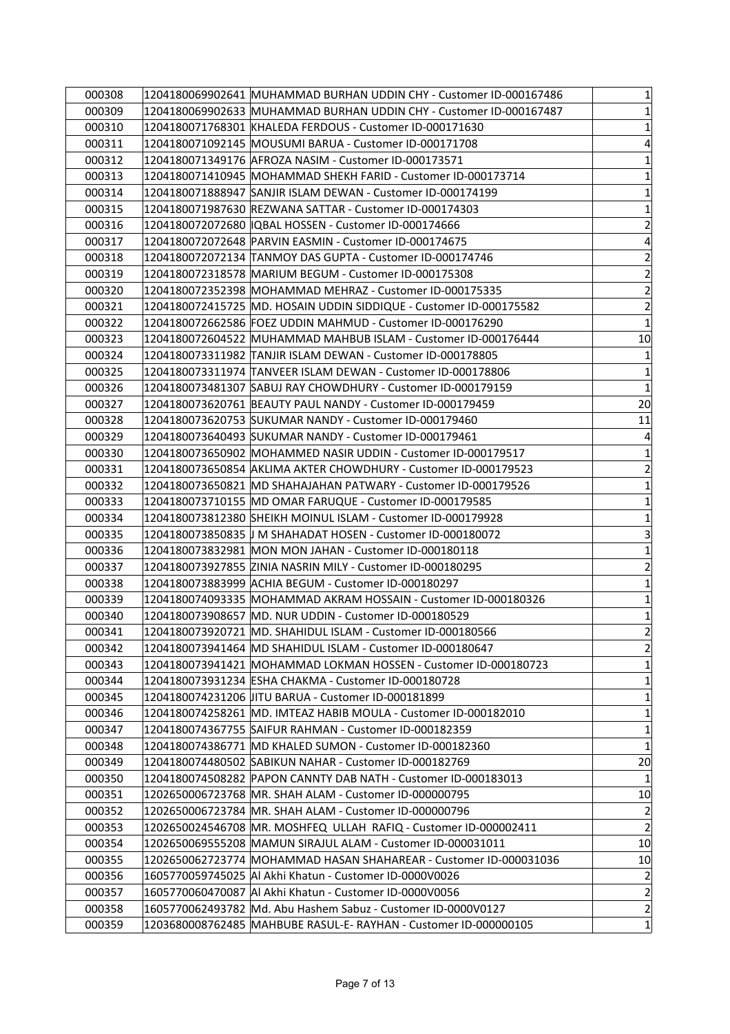| | | | |
|---|---|---|---|
| 000308 | 1204180069902641 | MUHAMMAD BURHAN UDDIN CHY - Customer ID-000167486 | 1 |
| 000309 | 1204180069902633 | MUHAMMAD BURHAN UDDIN CHY - Customer ID-000167487 | 1 |
| 000310 | 1204180071768301 | KHALEDA FERDOUS - Customer ID-000171630 | 1 |
| 000311 | 1204180071092145 | MOUSUMI BARUA - Customer ID-000171708 | 4 |
| 000312 | 1204180071349176 | AFROZA NASIM - Customer ID-000173571 | 1 |
| 000313 | 1204180071410945 | MOHAMMAD SHEKH FARID - Customer ID-000173714 | 1 |
| 000314 | 1204180071888947 | SANJIR ISLAM DEWAN - Customer ID-000174199 | 1 |
| 000315 | 1204180071987630 | REZWANA SATTAR - Customer ID-000174303 | 1 |
| 000316 | 1204180072072680 | IQBAL HOSSEN - Customer ID-000174666 | 2 |
| 000317 | 1204180072072648 | PARVIN EASMIN - Customer ID-000174675 | 4 |
| 000318 | 1204180072072134 | TANMOY DAS GUPTA - Customer ID-000174746 | 2 |
| 000319 | 1204180072318578 | MARIUM BEGUM - Customer ID-000175308 | 2 |
| 000320 | 1204180072352398 | MOHAMMAD MEHRAZ - Customer ID-000175335 | 2 |
| 000321 | 1204180072415725 | MD. HOSAIN UDDIN SIDDIQUE - Customer ID-000175582 | 2 |
| 000322 | 1204180072662586 | FOEZ UDDIN MAHMUD - Customer ID-000176290 | 1 |
| 000323 | 1204180072604522 | MUHAMMAD MAHBUB ISLAM - Customer ID-000176444 | 10 |
| 000324 | 1204180073311982 | TANJIR ISLAM DEWAN - Customer ID-000178805 | 1 |
| 000325 | 1204180073311974 | TANVEER ISLAM DEWAN - Customer ID-000178806 | 1 |
| 000326 | 1204180073481307 | SABUJ RAY CHOWDHURY - Customer ID-000179159 | 1 |
| 000327 | 1204180073620761 | BEAUTY PAUL NANDY - Customer ID-000179459 | 20 |
| 000328 | 1204180073620753 | SUKUMAR NANDY - Customer ID-000179460 | 11 |
| 000329 | 1204180073640493 | SUKUMAR NANDY - Customer ID-000179461 | 4 |
| 000330 | 1204180073650902 | MOHAMMED NASIR UDDIN - Customer ID-000179517 | 1 |
| 000331 | 1204180073650854 | AKLIMA AKTER CHOWDHURY - Customer ID-000179523 | 2 |
| 000332 | 1204180073650821 | MD SHAHAJAHAN PATWARY - Customer ID-000179526 | 1 |
| 000333 | 1204180073710155 | MD OMAR FARUQUE - Customer ID-000179585 | 1 |
| 000334 | 1204180073812380 | SHEIKH MOINUL ISLAM - Customer ID-000179928 | 1 |
| 000335 | 1204180073850835 | J M SHAHADAT HOSEN - Customer ID-000180072 | 3 |
| 000336 | 1204180073832981 | MON MON JAHAN - Customer ID-000180118 | 1 |
| 000337 | 1204180073927855 | ZINIA NASRIN MILY - Customer ID-000180295 | 2 |
| 000338 | 1204180073883999 | ACHIA BEGUM - Customer ID-000180297 | 1 |
| 000339 | 1204180074093335 | MOHAMMAD AKRAM HOSSAIN - Customer ID-000180326 | 1 |
| 000340 | 1204180073908657 | MD. NUR UDDIN - Customer ID-000180529 | 1 |
| 000341 | 1204180073920721 | MD. SHAHIDUL ISLAM - Customer ID-000180566 | 2 |
| 000342 | 1204180073941464 | MD SHAHIDUL ISLAM - Customer ID-000180647 | 2 |
| 000343 | 1204180073941421 | MOHAMMAD LOKMAN HOSSEN - Customer ID-000180723 | 1 |
| 000344 | 1204180073931234 | ESHA CHAKMA - Customer ID-000180728 | 1 |
| 000345 | 1204180074231206 | JITU BARUA - Customer ID-000181899 | 1 |
| 000346 | 1204180074258261 | MD. IMTEAZ HABIB MOULA - Customer ID-000182010 | 1 |
| 000347 | 1204180074367755 | SAIFUR RAHMAN - Customer ID-000182359 | 1 |
| 000348 | 1204180074386771 | MD KHALED SUMON - Customer ID-000182360 | 1 |
| 000349 | 1204180074480502 | SABIKUN NAHAR - Customer ID-000182769 | 20 |
| 000350 | 1204180074508282 | PAPON CANNTY DAB NATH - Customer ID-000183013 | 1 |
| 000351 | 1202650006723768 | MR. SHAH ALAM - Customer ID-000000795 | 10 |
| 000352 | 1202650006723784 | MR. SHAH ALAM - Customer ID-000000796 | 2 |
| 000353 | 1202650024546708 | MR. MOSHFEQ ULLAH RAFIQ - Customer ID-000002411 | 2 |
| 000354 | 1202650069555208 | MAMUN SIRAJUL ALAM - Customer ID-000031011 | 10 |
| 000355 | 1202650062723774 | MOHAMMAD HASAN SHAHAREAR - Customer ID-000031036 | 10 |
| 000356 | 1605770059745025 | Al Akhi Khatun - Customer ID-0000V0026 | 2 |
| 000357 | 1605770060470087 | Al Akhi Khatun - Customer ID-0000V0056 | 2 |
| 000358 | 1605770062493782 | Md. Abu Hashem Sabuz - Customer ID-0000V0127 | 2 |
| 000359 | 1203680008762485 | MAHBUBE RASUL-E- RAYHAN - Customer ID-000000105 | 1 |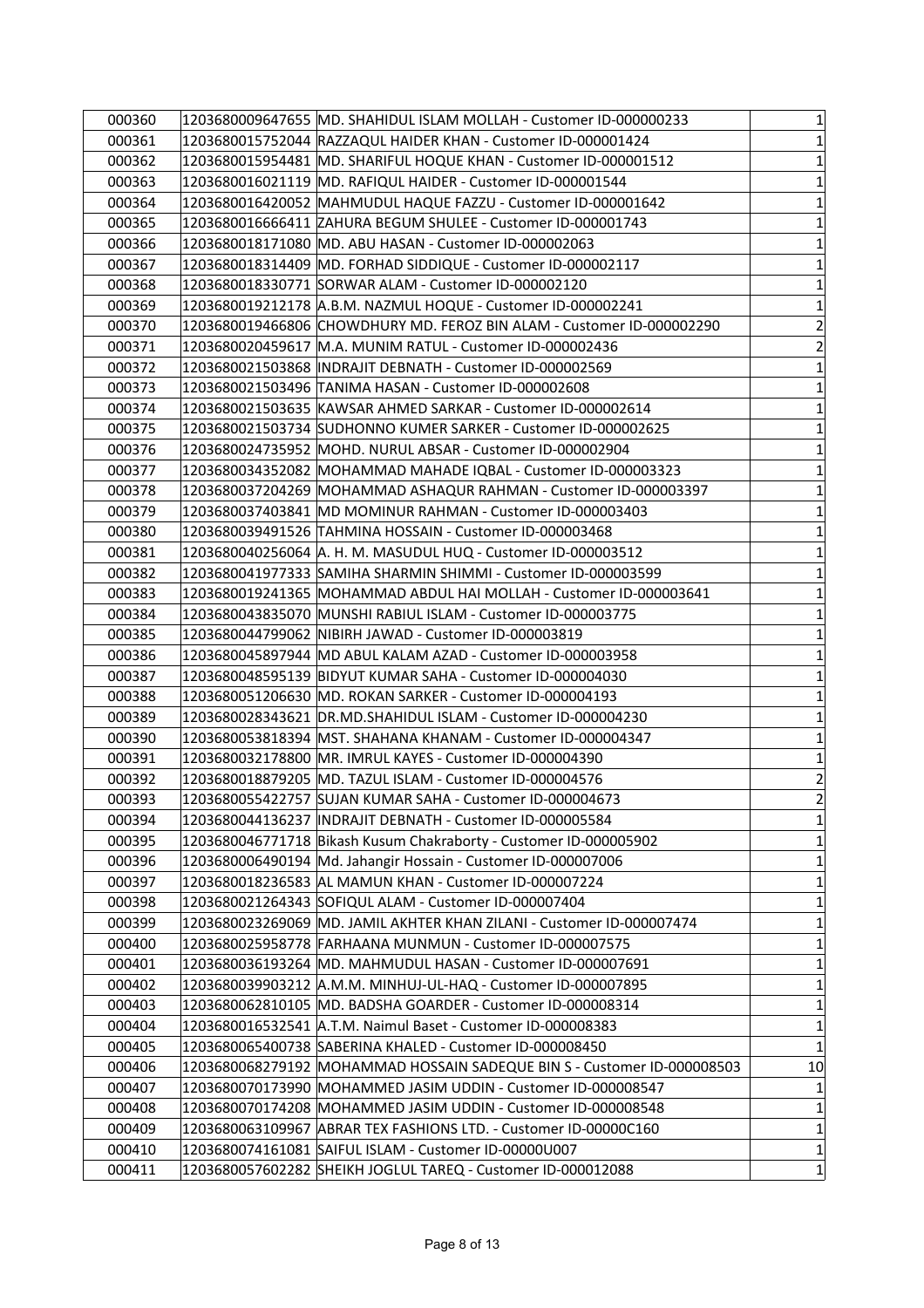| | | | |
|---|---|---|---|
| 000360 | 1203680009647655 | MD. SHAHIDUL ISLAM MOLLAH - Customer ID-000000233 | 1 |
| 000361 | 1203680015752044 | RAZZAQUL HAIDER KHAN - Customer ID-000001424 | 1 |
| 000362 | 1203680015954481 | MD. SHARIFUL HOQUE KHAN - Customer ID-000001512 | 1 |
| 000363 | 1203680016021119 | MD. RAFIQUL HAIDER - Customer ID-000001544 | 1 |
| 000364 | 1203680016420052 | MAHMUDUL HAQUE FAZZU - Customer ID-000001642 | 1 |
| 000365 | 1203680016666411 | ZAHURA BEGUM SHULEE - Customer ID-000001743 | 1 |
| 000366 | 1203680018171080 | MD. ABU HASAN - Customer ID-000002063 | 1 |
| 000367 | 1203680018314409 | MD. FORHAD SIDDIQUE - Customer ID-000002117 | 1 |
| 000368 | 1203680018330771 | SORWAR ALAM - Customer ID-000002120 | 1 |
| 000369 | 1203680019212178 | A.B.M. NAZMUL HOQUE - Customer ID-000002241 | 1 |
| 000370 | 1203680019466806 | CHOWDHURY MD. FEROZ BIN ALAM - Customer ID-000002290 | 2 |
| 000371 | 1203680020459617 | M.A. MUNIM RATUL - Customer ID-000002436 | 2 |
| 000372 | 1203680021503868 | INDRAJIT DEBNATH - Customer ID-000002569 | 1 |
| 000373 | 1203680021503496 | TANIMA HASAN - Customer ID-000002608 | 1 |
| 000374 | 1203680021503635 | KAWSAR AHMED SARKAR - Customer ID-000002614 | 1 |
| 000375 | 1203680021503734 | SUDHONNO KUMER SARKER - Customer ID-000002625 | 1 |
| 000376 | 1203680024735952 | MOHD. NURUL ABSAR - Customer ID-000002904 | 1 |
| 000377 | 1203680034352082 | MOHAMMAD MAHADE IQBAL - Customer ID-000003323 | 1 |
| 000378 | 1203680037204269 | MOHAMMAD ASHAQUR RAHMAN - Customer ID-000003397 | 1 |
| 000379 | 1203680037403841 | MD MOMINUR RAHMAN - Customer ID-000003403 | 1 |
| 000380 | 1203680039491526 | TAHMINA HOSSAIN - Customer ID-000003468 | 1 |
| 000381 | 1203680040256064 | A. H. M. MASUDUL HUQ - Customer ID-000003512 | 1 |
| 000382 | 1203680041977333 | SAMIHA SHARMIN SHIMMI - Customer ID-000003599 | 1 |
| 000383 | 1203680019241365 | MOHAMMAD ABDUL HAI MOLLAH - Customer ID-000003641 | 1 |
| 000384 | 1203680043835070 | MUNSHI RABIUL ISLAM - Customer ID-000003775 | 1 |
| 000385 | 1203680044799062 | NIBIRH JAWAD - Customer ID-000003819 | 1 |
| 000386 | 1203680045897944 | MD ABUL KALAM AZAD - Customer ID-000003958 | 1 |
| 000387 | 1203680048595139 | BIDYUT KUMAR SAHA - Customer ID-000004030 | 1 |
| 000388 | 1203680051206630 | MD. ROKAN SARKER - Customer ID-000004193 | 1 |
| 000389 | 1203680028343621 | DR.MD.SHAHIDUL ISLAM - Customer ID-000004230 | 1 |
| 000390 | 1203680053818394 | MST. SHAHANA KHANAM - Customer ID-000004347 | 1 |
| 000391 | 1203680032178800 | MR. IMRUL KAYES - Customer ID-000004390 | 1 |
| 000392 | 1203680018879205 | MD. TAZUL ISLAM - Customer ID-000004576 | 2 |
| 000393 | 1203680055422757 | SUJAN KUMAR SAHA - Customer ID-000004673 | 2 |
| 000394 | 1203680044136237 | INDRAJIT DEBNATH - Customer ID-000005584 | 1 |
| 000395 | 1203680046771718 | Bikash Kusum Chakraborty - Customer ID-000005902 | 1 |
| 000396 | 1203680006490194 | Md. Jahangir Hossain - Customer ID-000007006 | 1 |
| 000397 | 1203680018236583 | AL MAMUN KHAN - Customer ID-000007224 | 1 |
| 000398 | 1203680021264343 | SOFIQUL ALAM - Customer ID-000007404 | 1 |
| 000399 | 1203680023269069 | MD. JAMIL AKHTER KHAN ZILANI - Customer ID-000007474 | 1 |
| 000400 | 1203680025958778 | FARHAANA MUNMUN - Customer ID-000007575 | 1 |
| 000401 | 1203680036193264 | MD. MAHMUDUL HASAN - Customer ID-000007691 | 1 |
| 000402 | 1203680039903212 | A.M.M. MINHUJ-UL-HAQ - Customer ID-000007895 | 1 |
| 000403 | 1203680062810105 | MD. BADSHA GOARDER - Customer ID-000008314 | 1 |
| 000404 | 1203680016532541 | A.T.M. Naimul Baset - Customer ID-000008383 | 1 |
| 000405 | 1203680065400738 | SABERINA KHALED - Customer ID-000008450 | 1 |
| 000406 | 1203680068279192 | MOHAMMAD HOSSAIN SADEQUE BIN S - Customer ID-000008503 | 10 |
| 000407 | 1203680070173990 | MOHAMMED JASIM UDDIN - Customer ID-000008547 | 1 |
| 000408 | 1203680070174208 | MOHAMMED JASIM UDDIN - Customer ID-000008548 | 1 |
| 000409 | 1203680063109967 | ABRAR TEX FASHIONS LTD. - Customer ID-00000C160 | 1 |
| 000410 | 1203680074161081 | SAIFUL ISLAM - Customer ID-00000U007 | 1 |
| 000411 | 1203680057602282 | SHEIKH JOGLUL TAREQ - Customer ID-000012088 | 1 |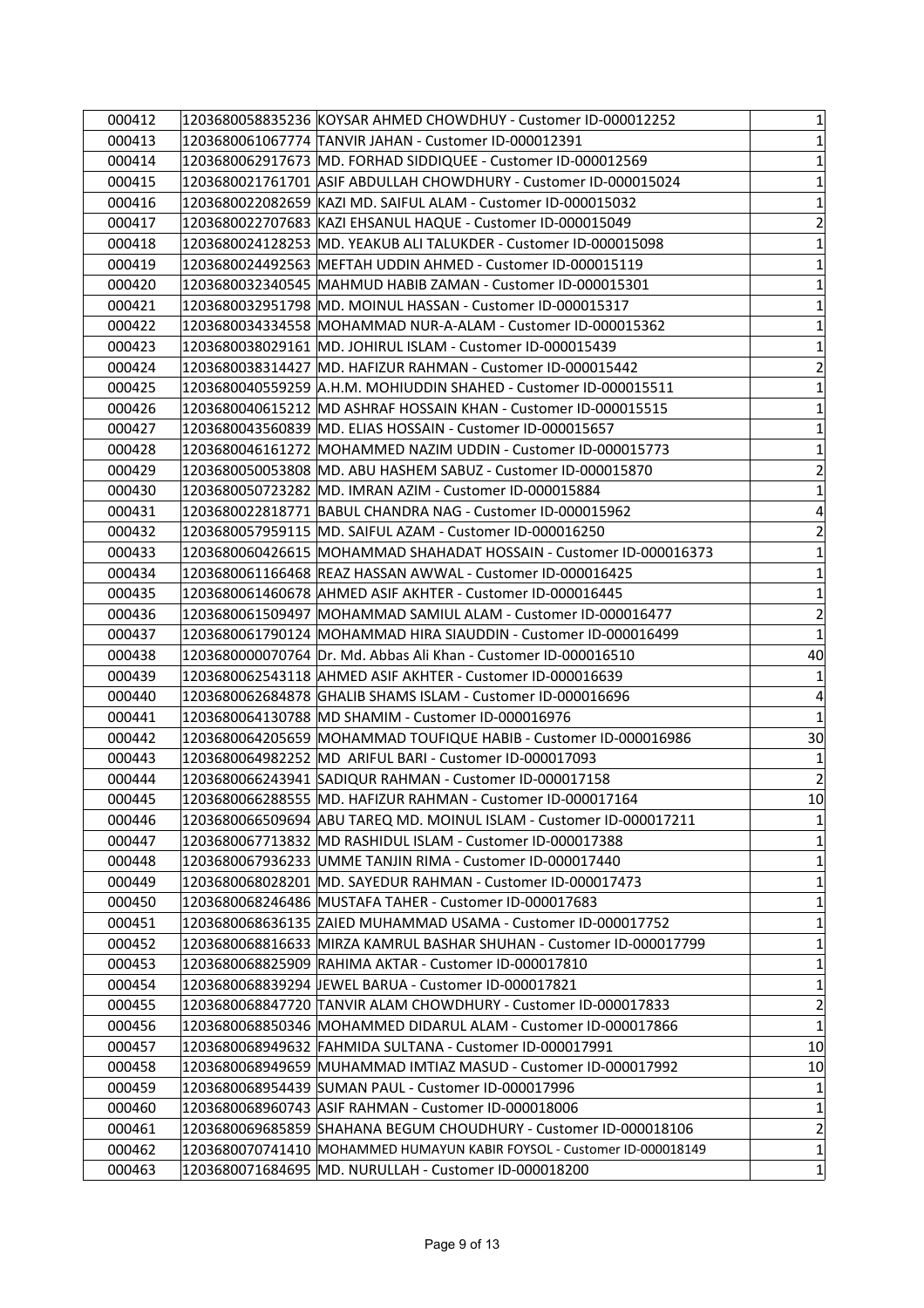| | | | |
|---|---|---|---|
| 000412 | 1203680058835236 | KOYSAR AHMED CHOWDHUY - Customer ID-000012252 | 1 |
| 000413 | 1203680061067774 | TANVIR JAHAN - Customer ID-000012391 | 1 |
| 000414 | 1203680062917673 | MD. FORHAD SIDDIQUEE - Customer ID-000012569 | 1 |
| 000415 | 1203680021761701 | ASIF ABDULLAH CHOWDHURY - Customer ID-000015024 | 1 |
| 000416 | 1203680022082659 | KAZI MD. SAIFUL ALAM - Customer ID-000015032 | 1 |
| 000417 | 1203680022707683 | KAZI EHSANUL HAQUE - Customer ID-000015049 | 2 |
| 000418 | 1203680024128253 | MD. YEAKUB ALI TALUKDER - Customer ID-000015098 | 1 |
| 000419 | 1203680024492563 | MEFTAH UDDIN AHMED - Customer ID-000015119 | 1 |
| 000420 | 1203680032340545 | MAHMUD HABIB ZAMAN - Customer ID-000015301 | 1 |
| 000421 | 1203680032951798 | MD. MOINUL HASSAN - Customer ID-000015317 | 1 |
| 000422 | 1203680034334558 | MOHAMMAD NUR-A-ALAM - Customer ID-000015362 | 1 |
| 000423 | 1203680038029161 | MD. JOHIRUL ISLAM - Customer ID-000015439 | 1 |
| 000424 | 1203680038314427 | MD. HAFIZUR RAHMAN - Customer ID-000015442 | 2 |
| 000425 | 1203680040559259 | A.H.M. MOHIUDDIN SHAHED - Customer ID-000015511 | 1 |
| 000426 | 1203680040615212 | MD ASHRAF HOSSAIN KHAN - Customer ID-000015515 | 1 |
| 000427 | 1203680043560839 | MD. ELIAS HOSSAIN - Customer ID-000015657 | 1 |
| 000428 | 1203680046161272 | MOHAMMED NAZIM UDDIN - Customer ID-000015773 | 1 |
| 000429 | 1203680050053808 | MD. ABU HASHEM SABUZ - Customer ID-000015870 | 2 |
| 000430 | 1203680050723282 | MD. IMRAN AZIM - Customer ID-000015884 | 1 |
| 000431 | 1203680022818771 | BABUL CHANDRA NAG - Customer ID-000015962 | 4 |
| 000432 | 1203680057959115 | MD. SAIFUL AZAM - Customer ID-000016250 | 2 |
| 000433 | 1203680060426615 | MOHAMMAD SHAHADAT HOSSAIN - Customer ID-000016373 | 1 |
| 000434 | 1203680061166468 | REAZ HASSAN AWWAL - Customer ID-000016425 | 1 |
| 000435 | 1203680061460678 | AHMED ASIF AKHTER - Customer ID-000016445 | 1 |
| 000436 | 1203680061509497 | MOHAMMAD SAMIUL ALAM - Customer ID-000016477 | 2 |
| 000437 | 1203680061790124 | MOHAMMAD HIRA SIAUDDIN - Customer ID-000016499 | 1 |
| 000438 | 1203680000070764 | Dr. Md. Abbas Ali Khan - Customer ID-000016510 | 40 |
| 000439 | 1203680062543118 | AHMED ASIF AKHTER - Customer ID-000016639 | 1 |
| 000440 | 1203680062684878 | GHALIB SHAMS ISLAM - Customer ID-000016696 | 4 |
| 000441 | 1203680064130788 | MD SHAMIM - Customer ID-000016976 | 1 |
| 000442 | 1203680064205659 | MOHAMMAD TOUFIQUE HABIB - Customer ID-000016986 | 30 |
| 000443 | 1203680064982252 | MD  ARIFUL BARI - Customer ID-000017093 | 1 |
| 000444 | 1203680066243941 | SADIQUR RAHMAN - Customer ID-000017158 | 2 |
| 000445 | 1203680066288555 | MD. HAFIZUR RAHMAN - Customer ID-000017164 | 10 |
| 000446 | 1203680066509694 | ABU TAREQ MD. MOINUL ISLAM - Customer ID-000017211 | 1 |
| 000447 | 1203680067713832 | MD RASHIDUL ISLAM - Customer ID-000017388 | 1 |
| 000448 | 1203680067936233 | UMME TANJIN RIMA - Customer ID-000017440 | 1 |
| 000449 | 1203680068028201 | MD. SAYEDUR RAHMAN - Customer ID-000017473 | 1 |
| 000450 | 1203680068246486 | MUSTAFA TAHER - Customer ID-000017683 | 1 |
| 000451 | 1203680068636135 | ZAIED MUHAMMAD USAMA - Customer ID-000017752 | 1 |
| 000452 | 1203680068816633 | MIRZA KAMRUL BASHAR SHUHAN - Customer ID-000017799 | 1 |
| 000453 | 1203680068825909 | RAHIMA AKTAR - Customer ID-000017810 | 1 |
| 000454 | 1203680068839294 | JEWEL BARUA - Customer ID-000017821 | 1 |
| 000455 | 1203680068847720 | TANVIR ALAM CHOWDHURY - Customer ID-000017833 | 2 |
| 000456 | 1203680068850346 | MOHAMMED DIDARUL ALAM - Customer ID-000017866 | 1 |
| 000457 | 1203680068949632 | FAHMIDA SULTANA - Customer ID-000017991 | 10 |
| 000458 | 1203680068949659 | MUHAMMAD IMTIAZ MASUD - Customer ID-000017992 | 10 |
| 000459 | 1203680068954439 | SUMAN PAUL - Customer ID-000017996 | 1 |
| 000460 | 1203680068960743 | ASIF RAHMAN - Customer ID-000018006 | 1 |
| 000461 | 1203680069685859 | SHAHANA BEGUM CHOUDHURY - Customer ID-000018106 | 2 |
| 000462 | 1203680070741410 | MOHAMMED HUMAYUN KABIR FOYSOL - Customer ID-000018149 | 1 |
| 000463 | 1203680071684695 | MD. NURULLAH - Customer ID-000018200 | 1 |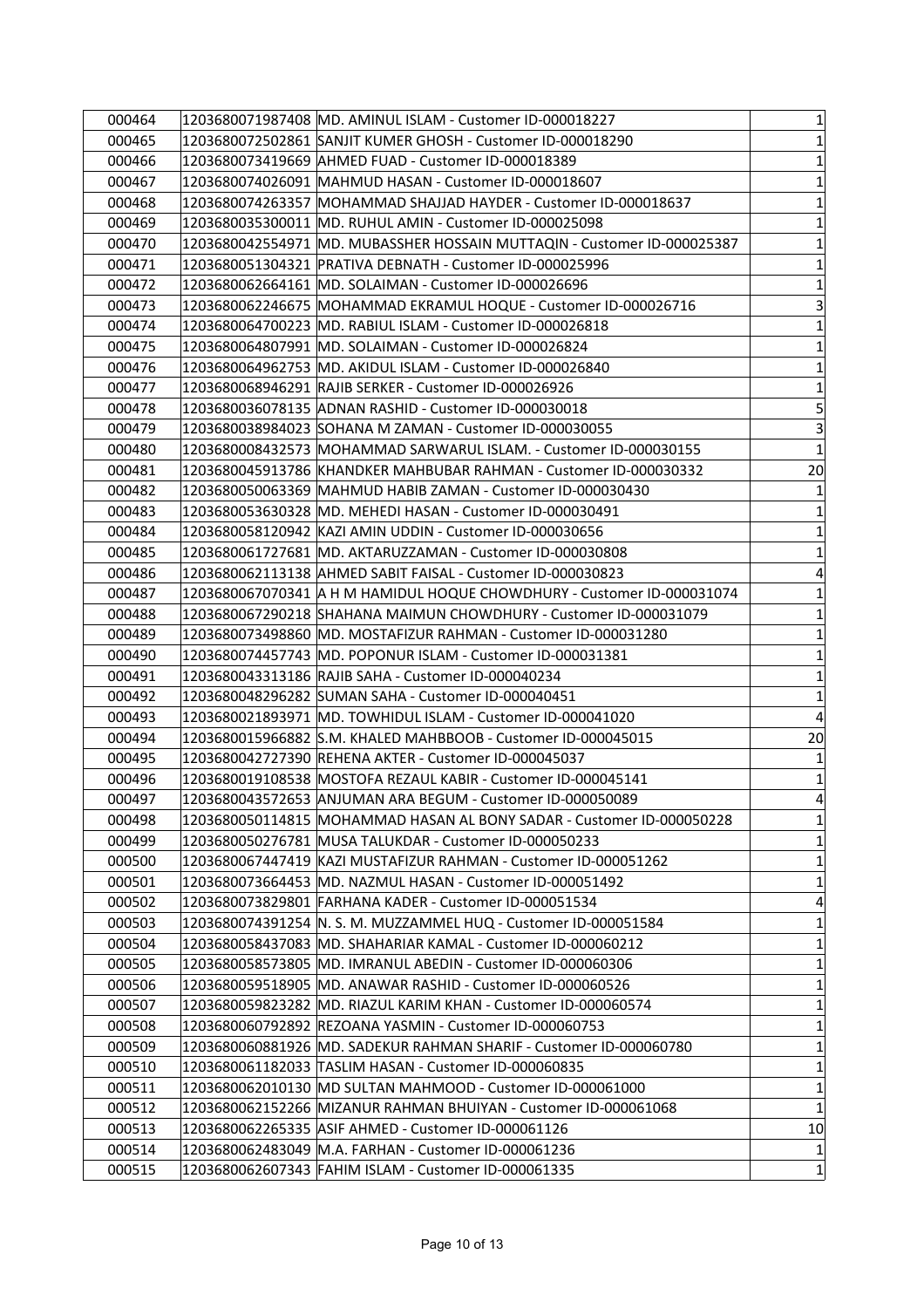| | | | |
|---|---|---|---|
| 000464 | 1203680071987408 | MD. AMINUL ISLAM - Customer ID-000018227 | 1 |
| 000465 | 1203680072502861 | SANJIT KUMER GHOSH - Customer ID-000018290 | 1 |
| 000466 | 1203680073419669 | AHMED FUAD - Customer ID-000018389 | 1 |
| 000467 | 1203680074026091 | MAHMUD HASAN - Customer ID-000018607 | 1 |
| 000468 | 1203680074263357 | MOHAMMAD SHAJJAD HAYDER - Customer ID-000018637 | 1 |
| 000469 | 1203680035300011 | MD. RUHUL AMIN - Customer ID-000025098 | 1 |
| 000470 | 1203680042554971 | MD. MUBASSHER HOSSAIN MUTTAQIN - Customer ID-000025387 | 1 |
| 000471 | 1203680051304321 | PRATIVA DEBNATH - Customer ID-000025996 | 1 |
| 000472 | 1203680062664161 | MD. SOLAIMAN - Customer ID-000026696 | 1 |
| 000473 | 1203680062246675 | MOHAMMAD EKRAMUL HOQUE - Customer ID-000026716 | 3 |
| 000474 | 1203680064700223 | MD. RABIUL ISLAM - Customer ID-000026818 | 1 |
| 000475 | 1203680064807991 | MD. SOLAIMAN - Customer ID-000026824 | 1 |
| 000476 | 1203680064962753 | MD. AKIDUL ISLAM - Customer ID-000026840 | 1 |
| 000477 | 1203680068946291 | RAJIB SERKER - Customer ID-000026926 | 1 |
| 000478 | 1203680036078135 | ADNAN RASHID - Customer ID-000030018 | 5 |
| 000479 | 1203680038984023 | SOHANA M ZAMAN - Customer ID-000030055 | 3 |
| 000480 | 1203680008432573 | MOHAMMAD SARWARUL ISLAM. - Customer ID-000030155 | 1 |
| 000481 | 1203680045913786 | KHANDKER MAHBUBAR RAHMAN - Customer ID-000030332 | 20 |
| 000482 | 1203680050063369 | MAHMUD HABIB ZAMAN - Customer ID-000030430 | 1 |
| 000483 | 1203680053630328 | MD. MEHEDI HASAN - Customer ID-000030491 | 1 |
| 000484 | 1203680058120942 | KAZI AMIN UDDIN - Customer ID-000030656 | 1 |
| 000485 | 1203680061727681 | MD. AKTARUZZAMAN - Customer ID-000030808 | 1 |
| 000486 | 1203680062113138 | AHMED SABIT FAISAL - Customer ID-000030823 | 4 |
| 000487 | 1203680067070341 | A H M HAMIDUL HOQUE CHOWDHURY - Customer ID-000031074 | 1 |
| 000488 | 1203680067290218 | SHAHANA MAIMUN CHOWDHURY - Customer ID-000031079 | 1 |
| 000489 | 1203680073498860 | MD. MOSTAFIZUR RAHMAN - Customer ID-000031280 | 1 |
| 000490 | 1203680074457743 | MD. POPONUR ISLAM - Customer ID-000031381 | 1 |
| 000491 | 1203680043313186 | RAJIB SAHA - Customer ID-000040234 | 1 |
| 000492 | 1203680048296282 | SUMAN SAHA - Customer ID-000040451 | 1 |
| 000493 | 1203680021893971 | MD. TOWHIDUL ISLAM - Customer ID-000041020 | 4 |
| 000494 | 1203680015966882 | S.M. KHALED MAHBBOOB - Customer ID-000045015 | 20 |
| 000495 | 1203680042727390 | REHENA AKTER - Customer ID-000045037 | 1 |
| 000496 | 1203680019108538 | MOSTOFA REZAUL KABIR - Customer ID-000045141 | 1 |
| 000497 | 1203680043572653 | ANJUMAN ARA BEGUM - Customer ID-000050089 | 4 |
| 000498 | 1203680050114815 | MOHAMMAD HASAN AL BONY SADAR - Customer ID-000050228 | 1 |
| 000499 | 1203680050276781 | MUSA TALUKDAR - Customer ID-000050233 | 1 |
| 000500 | 1203680067447419 | KAZI MUSTAFIZUR RAHMAN - Customer ID-000051262 | 1 |
| 000501 | 1203680073664453 | MD. NAZMUL HASAN - Customer ID-000051492 | 1 |
| 000502 | 1203680073829801 | FARHANA KADER - Customer ID-000051534 | 4 |
| 000503 | 1203680074391254 | N. S. M. MUZZAMMEL HUQ - Customer ID-000051584 | 1 |
| 000504 | 1203680058437083 | MD. SHAHARIAR KAMAL - Customer ID-000060212 | 1 |
| 000505 | 1203680058573805 | MD. IMRANUL ABEDIN - Customer ID-000060306 | 1 |
| 000506 | 1203680059518905 | MD. ANAWAR RASHID - Customer ID-000060526 | 1 |
| 000507 | 1203680059823282 | MD. RIAZUL KARIM KHAN - Customer ID-000060574 | 1 |
| 000508 | 1203680060792892 | REZOANA YASMIN - Customer ID-000060753 | 1 |
| 000509 | 1203680060881926 | MD. SADEKUR RAHMAN SHARIF - Customer ID-000060780 | 1 |
| 000510 | 1203680061182033 | TASLIM HASAN - Customer ID-000060835 | 1 |
| 000511 | 1203680062010130 | MD SULTAN MAHMOOD - Customer ID-000061000 | 1 |
| 000512 | 1203680062152266 | MIZANUR RAHMAN BHUIYAN - Customer ID-000061068 | 1 |
| 000513 | 1203680062265335 | ASIF AHMED - Customer ID-000061126 | 10 |
| 000514 | 1203680062483049 | M.A. FARHAN - Customer ID-000061236 | 1 |
| 000515 | 1203680062607343 | FAHIM ISLAM - Customer ID-000061335 | 1 |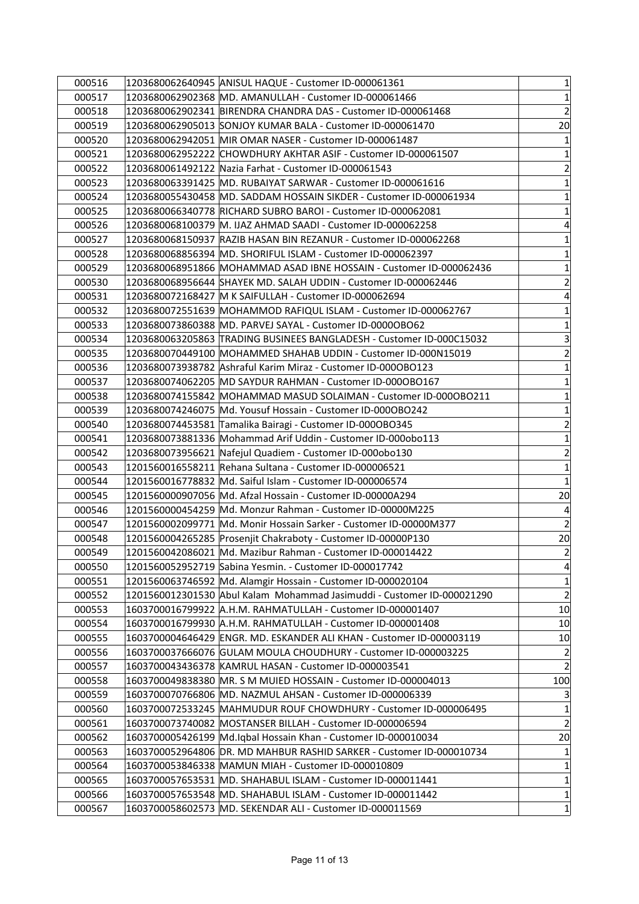| | | | |
|---|---|---|---|
| 000516 | 1203680062640945 | ANISUL HAQUE - Customer ID-000061361 | 1 |
| 000517 | 1203680062902368 | MD. AMANULLAH - Customer ID-000061466 | 1 |
| 000518 | 1203680062902341 | BIRENDRA CHANDRA DAS - Customer ID-000061468 | 2 |
| 000519 | 1203680062905013 | SONJOY KUMAR BALA - Customer ID-000061470 | 20 |
| 000520 | 1203680062942051 | MIR OMAR NASER - Customer ID-000061487 | 1 |
| 000521 | 1203680062952222 | CHOWDHURY AKHTAR ASIF - Customer ID-000061507 | 1 |
| 000522 | 1203680061492122 | Nazia Farhat - Customer ID-000061543 | 2 |
| 000523 | 1203680063391425 | MD. RUBAIYAT SARWAR - Customer ID-000061616 | 1 |
| 000524 | 1203680055430458 | MD. SADDAM HOSSAIN SIKDER - Customer ID-000061934 | 1 |
| 000525 | 1203680066340778 | RICHARD SUBRO BAROI - Customer ID-000062081 | 1 |
| 000526 | 1203680068100379 | M. IJAZ AHMAD SAADI - Customer ID-000062258 | 4 |
| 000527 | 1203680068150937 | RAZIB HASAN BIN REZANUR - Customer ID-000062268 | 1 |
| 000528 | 1203680068856394 | MD. SHORIFUL ISLAM - Customer ID-000062397 | 1 |
| 000529 | 1203680068951866 | MOHAMMAD ASAD IBNE HOSSAIN - Customer ID-000062436 | 1 |
| 000530 | 1203680068956644 | SHAYEK MD. SALAH UDDIN - Customer ID-000062446 | 2 |
| 000531 | 1203680072168427 | M K SAIFULLAH - Customer ID-000062694 | 4 |
| 000532 | 1203680072551639 | MOHAMMOD RAFIQUL ISLAM - Customer ID-000062767 | 1 |
| 000533 | 1203680073860388 | MD. PARVEJ SAYAL - Customer ID-0000OBO62 | 1 |
| 000534 | 1203680063205863 | TRADING BUSINEES BANGLADESH - Customer ID-000C15032 | 3 |
| 000535 | 1203680070449100 | MOHAMMED SHAHAB UDDIN - Customer ID-000N15019 | 2 |
| 000536 | 1203680073938782 | Ashraful Karim Miraz - Customer ID-000OBO123 | 1 |
| 000537 | 1203680074062205 | MD SAYDUR RAHMAN - Customer ID-000OBO167 | 1 |
| 000538 | 1203680074155842 | MOHAMMAD MASUD SOLAIMAN - Customer ID-000OBO211 | 1 |
| 000539 | 1203680074246075 | Md. Yousuf Hossain - Customer ID-000OBO242 | 1 |
| 000540 | 1203680074453581 | Tamalika Bairagi - Customer ID-000OBO345 | 2 |
| 000541 | 1203680073881336 | Mohammad Arif Uddin - Customer ID-000obo113 | 1 |
| 000542 | 1203680073956621 | Nafejul Quadiem - Customer ID-000obo130 | 2 |
| 000543 | 1201560016558211 | Rehana Sultana - Customer ID-000006521 | 1 |
| 000544 | 1201560016778832 | Md. Saiful Islam - Customer ID-000006574 | 1 |
| 000545 | 1201560000907056 | Md. Afzal Hossain - Customer ID-00000A294 | 20 |
| 000546 | 1201560000454259 | Md. Monzur Rahman - Customer ID-00000M225 | 4 |
| 000547 | 1201560002099771 | Md. Monir Hossain Sarker - Customer ID-00000M377 | 2 |
| 000548 | 1201560004265285 | Prosenjit Chakraboty - Customer ID-00000P130 | 20 |
| 000549 | 1201560042086021 | Md. Mazibur Rahman - Customer ID-000014422 | 2 |
| 000550 | 1201560052952719 | Sabina Yesmin. - Customer ID-000017742 | 4 |
| 000551 | 1201560063746592 | Md. Alamgir Hossain - Customer ID-000020104 | 1 |
| 000552 | 1201560012301530 | Abul Kalam Mohammad Jasimuddi - Customer ID-000021290 | 2 |
| 000553 | 1603700016799922 | A.H.M. RAHMATULLAH - Customer ID-000001407 | 10 |
| 000554 | 1603700016799930 | A.H.M. RAHMATULLAH - Customer ID-000001408 | 10 |
| 000555 | 1603700004646429 | ENGR. MD. ESKANDER ALI KHAN - Customer ID-000003119 | 10 |
| 000556 | 1603700037666076 | GULAM MOULA CHOUDHURY - Customer ID-000003225 | 2 |
| 000557 | 1603700043436378 | KAMRUL HASAN - Customer ID-000003541 | 2 |
| 000558 | 1603700049838380 | MR. S M MUIED HOSSAIN - Customer ID-000004013 | 100 |
| 000559 | 1603700070766806 | MD. NAZMUL AHSAN - Customer ID-000006339 | 3 |
| 000560 | 1603700072533245 | MAHMUDUR ROUF CHOWDHURY - Customer ID-000006495 | 1 |
| 000561 | 1603700073740082 | MOSTANSER BILLAH - Customer ID-000006594 | 2 |
| 000562 | 1603700005426199 | Md.Iqbal Hossain Khan - Customer ID-000010034 | 20 |
| 000563 | 1603700052964806 | DR. MD MAHBUR RASHID SARKER - Customer ID-000010734 | 1 |
| 000564 | 1603700053846338 | MAMUN MIAH - Customer ID-000010809 | 1 |
| 000565 | 1603700057653531 | MD. SHAHABUL ISLAM - Customer ID-000011441 | 1 |
| 000566 | 1603700057653548 | MD. SHAHABUL ISLAM - Customer ID-000011442 | 1 |
| 000567 | 1603700058602573 | MD. SEKENDAR ALI - Customer ID-000011569 | 1 |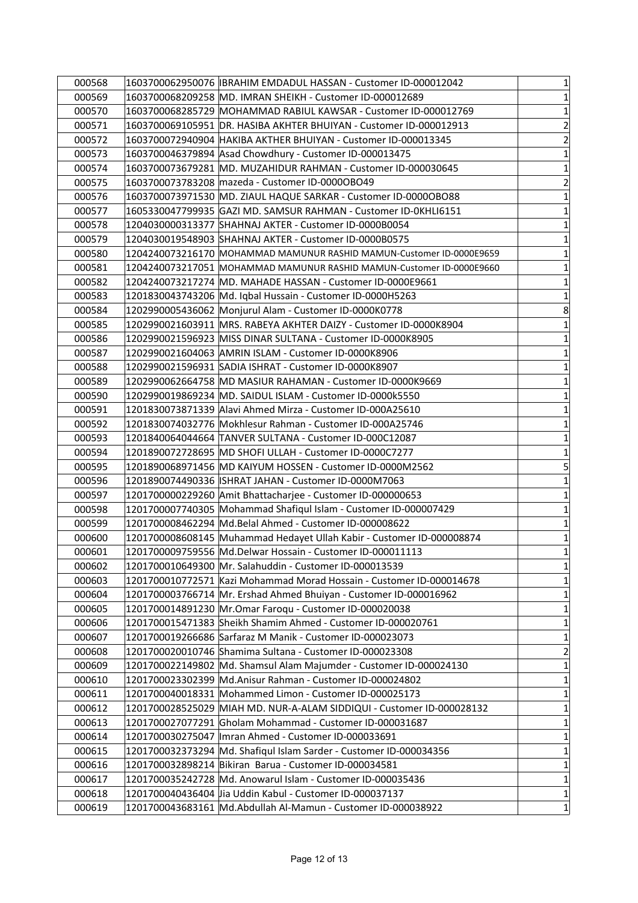| 000568 | 1603700062950076 | IBRAHIM EMDADUL HASSAN - Customer ID-000012042 | 1 |
|---|---|---|---|
| 000569 | 1603700068209258 | MD. IMRAN SHEIKH - Customer ID-000012689 | 1 |
| 000570 | 1603700068285729 | MOHAMMAD RABIUL KAWSAR - Customer ID-000012769 | 1 |
| 000571 | 1603700069105951 | DR. HASIBA AKHTER BHUIYAN - Customer ID-000012913 | 2 |
| 000572 | 1603700072940904 | HAKIBA AKTHER BHUIYAN - Customer ID-000013345 | 2 |
| 000573 | 1603700046379894 | Asad Chowdhury - Customer ID-000013475 | 1 |
| 000574 | 1603700073679281 | MD. MUZAHIDUR RAHMAN - Customer ID-000030645 | 1 |
| 000575 | 1603700073783208 | mazeda - Customer ID-0000OBO49 | 2 |
| 000576 | 1603700073971530 | MD. ZIAUL HAQUE SARKAR - Customer ID-0000OBO88 | 1 |
| 000577 | 1605330047799935 | GAZI MD. SAMSUR RAHMAN - Customer ID-0KHLI6151 | 1 |
| 000578 | 1204030000313377 | SHAHNAJ AKTER - Customer ID-0000B0054 | 1 |
| 000579 | 1204030019548903 | SHAHNAJ AKTER - Customer ID-0000B0575 | 1 |
| 000580 | 1204240073216170 | MOHAMMAD MAMUNUR RASHID MAMUN-Customer ID-0000E9659 | 1 |
| 000581 | 1204240073217051 | MOHAMMAD MAMUNUR RASHID MAMUN-Customer ID-0000E9660 | 1 |
| 000582 | 1204240073217274 | MD. MAHADE HASSAN - Customer ID-0000E9661 | 1 |
| 000583 | 1201830043743206 | Md. Iqbal Hussain - Customer ID-0000H5263 | 1 |
| 000584 | 1202990005436062 | Monjurul Alam - Customer ID-0000K0778 | 8 |
| 000585 | 1202990021603911 | MRS. RABEYA AKHTER DAIZY - Customer ID-0000K8904 | 1 |
| 000586 | 1202990021596923 | MISS DINAR SULTANA - Customer ID-0000K8905 | 1 |
| 000587 | 1202990021604063 | AMRIN ISLAM - Customer ID-0000K8906 | 1 |
| 000588 | 1202990021596931 | SADIA ISHRAT - Customer ID-0000K8907 | 1 |
| 000589 | 1202990062664758 | MD MASIUR RAHAMAN - Customer ID-0000K9669 | 1 |
| 000590 | 1202990019869234 | MD. SAIDUL ISLAM - Customer ID-0000k5550 | 1 |
| 000591 | 1201830073871339 | Alavi Ahmed Mirza - Customer ID-000A25610 | 1 |
| 000592 | 1201830074032776 | Mokhlesur Rahman - Customer ID-000A25746 | 1 |
| 000593 | 1201840064044664 | TANVER SULTANA - Customer ID-000C12087 | 1 |
| 000594 | 1201890072728695 | MD SHOFI ULLAH - Customer ID-0000C7277 | 1 |
| 000595 | 1201890068971456 | MD KAIYUM HOSSEN - Customer ID-0000M2562 | 5 |
| 000596 | 1201890074490336 | ISHRAT JAHAN - Customer ID-0000M7063 | 1 |
| 000597 | 1201700000229260 | Amit Bhattacharjee - Customer ID-000000653 | 1 |
| 000598 | 1201700007740305 | Mohammad Shafiqul Islam - Customer ID-000007429 | 1 |
| 000599 | 1201700008462294 | Md.Belal Ahmed - Customer ID-000008622 | 1 |
| 000600 | 1201700008608145 | Muhammad Hedayet Ullah Kabir - Customer ID-000008874 | 1 |
| 000601 | 1201700009759556 | Md.Delwar Hossain - Customer ID-000011113 | 1 |
| 000602 | 1201700010649300 | Mr. Salahuddin - Customer ID-000013539 | 1 |
| 000603 | 1201700010772571 | Kazi Mohammad Morad Hossain - Customer ID-000014678 | 1 |
| 000604 | 1201700003766714 | Mr. Ershad Ahmed Bhuiyan - Customer ID-000016962 | 1 |
| 000605 | 1201700014891230 | Mr.Omar Faroqu - Customer ID-000020038 | 1 |
| 000606 | 1201700015471383 | Sheikh Shamim Ahmed - Customer ID-000020761 | 1 |
| 000607 | 1201700019266686 | Sarfaraz M Manik - Customer ID-000023073 | 1 |
| 000608 | 1201700020010746 | Shamima Sultana - Customer ID-000023308 | 2 |
| 000609 | 1201700022149802 | Md. Shamsul Alam Majumder - Customer ID-000024130 | 1 |
| 000610 | 1201700023302399 | Md.Anisur Rahman - Customer ID-000024802 | 1 |
| 000611 | 1201700040018331 | Mohammed Limon - Customer ID-000025173 | 1 |
| 000612 | 1201700028525029 | MIAH MD. NUR-A-ALAM SIDDIQUI - Customer ID-000028132 | 1 |
| 000613 | 1201700027077291 | Gholam Mohammad - Customer ID-000031687 | 1 |
| 000614 | 1201700030275047 | Imran Ahmed - Customer ID-000033691 | 1 |
| 000615 | 1201700032373294 | Md. Shafiqul Islam Sarder - Customer ID-000034356 | 1 |
| 000616 | 1201700032898214 | Bikiran Barua - Customer ID-000034581 | 1 |
| 000617 | 1201700035242728 | Md. Anowarul Islam - Customer ID-000035436 | 1 |
| 000618 | 1201700040436404 | Jia Uddin Kabul - Customer ID-000037137 | 1 |
| 000619 | 1201700043683161 | Md.Abdullah Al-Mamun - Customer ID-000038922 | 1 |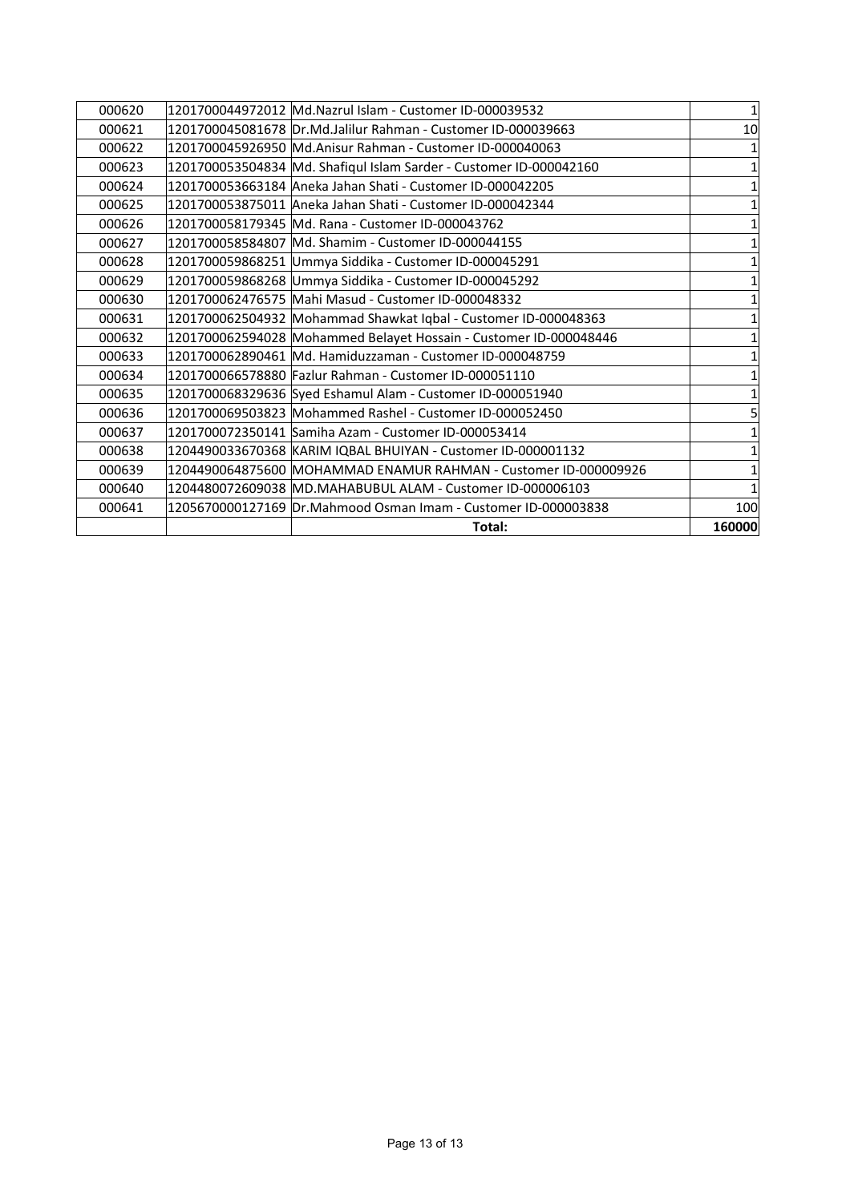| | | | |
|---|---|---|---|
| 000620 | 1201700044972012 | Md.Nazrul Islam - Customer ID-000039532 | 1 |
| 000621 | 1201700045081678 | Dr.Md.Jalilur Rahman - Customer ID-000039663 | 10 |
| 000622 | 1201700045926950 | Md.Anisur Rahman - Customer ID-000040063 | 1 |
| 000623 | 1201700053504834 | Md. Shafiqul Islam Sarder - Customer ID-000042160 | 1 |
| 000624 | 1201700053663184 | Aneka Jahan Shati - Customer ID-000042205 | 1 |
| 000625 | 1201700053875011 | Aneka Jahan Shati - Customer ID-000042344 | 1 |
| 000626 | 1201700058179345 | Md. Rana - Customer ID-000043762 | 1 |
| 000627 | 1201700058584807 | Md. Shamim - Customer ID-000044155 | 1 |
| 000628 | 1201700059868251 | Ummya Siddika - Customer ID-000045291 | 1 |
| 000629 | 1201700059868268 | Ummya Siddika - Customer ID-000045292 | 1 |
| 000630 | 1201700062476575 | Mahi Masud - Customer ID-000048332 | 1 |
| 000631 | 1201700062504932 | Mohammad Shawkat Iqbal - Customer ID-000048363 | 1 |
| 000632 | 1201700062594028 | Mohammed Belayet Hossain - Customer ID-000048446 | 1 |
| 000633 | 1201700062890461 | Md. Hamiduzzaman - Customer ID-000048759 | 1 |
| 000634 | 1201700066578880 | Fazlur Rahman - Customer ID-000051110 | 1 |
| 000635 | 1201700068329636 | Syed Eshamul Alam - Customer ID-000051940 | 1 |
| 000636 | 1201700069503823 | Mohammed Rashel - Customer ID-000052450 | 5 |
| 000637 | 1201700072350141 | Samiha Azam - Customer ID-000053414 | 1 |
| 000638 | 1204490033670368 | KARIM IQBAL BHUIYAN - Customer ID-000001132 | 1 |
| 000639 | 1204490064875600 | MOHAMMAD ENAMUR RAHMAN - Customer ID-000009926 | 1 |
| 000640 | 1204480072609038 | MD.MAHABUBUL ALAM - Customer ID-000006103 | 1 |
| 000641 | 1205670000127169 | Dr.Mahmood Osman Imam - Customer ID-000003838 | 100 |
| | | **Total:** | **160000** |